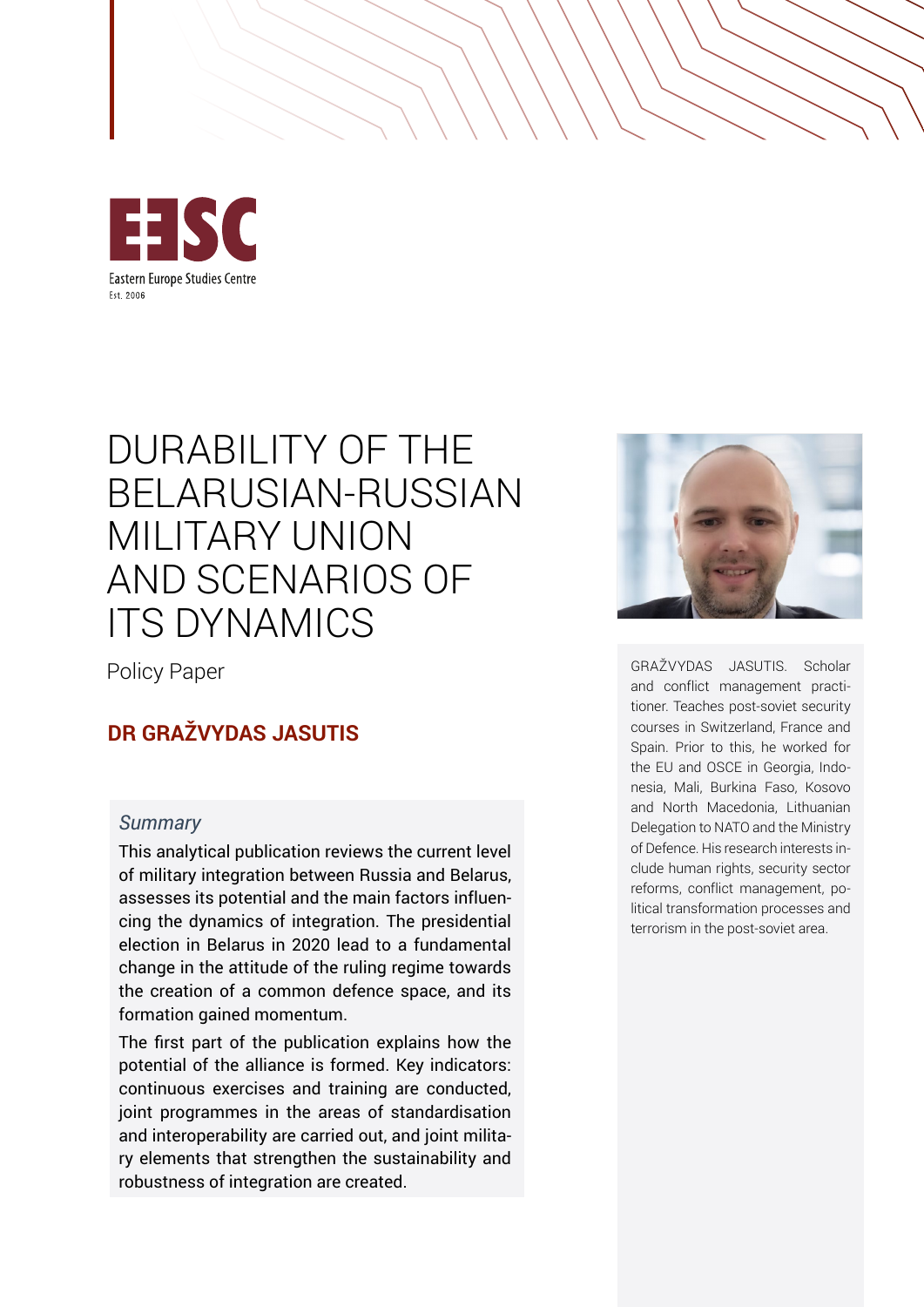EESC

Eastern Europe Studies Centre

Est. 2006

# DURABILITY OF THE BELARUSIAN-RUSSIAN MILITARY UNION AND SCENARIOS OF ITS DYNAMICS

Policy Paper

**DR GRAŽVYDAS JASUTIS**

GRAŽVYDAS JASUTIS. Scholar and conflict management practitioner. Teaches post-soviet security courses in Switzerland, France and Spain. Prior to this, he worked for the EU and OSCE in Georgia, Indonesia, Mali, Burkina Faso, Kosovo and North Macedonia, Lithuanian Delegation to NATO and the Ministry of Defence. His research interests include human rights, security sector reforms, conflict management, political transformation processes and terrorism in the post-soviet area.

## *Summary*

This analytical publication reviews the current level of military integration between Russia and Belarus, assesses its potential and the main factors influencing the dynamics of integration. The presidential election in Belarus in 2020 lead to a fundamental change in the attitude of the ruling regime towards the creation of a common defence space, and its formation gained momentum.

The first part of the publication explains how the potential of the alliance is formed. Key indicators: continuous exercises and training are conducted, joint programmes in the areas of standardisation and interoperability are carried out, and joint military elements that strengthen the sustainability and robustness of integration are created.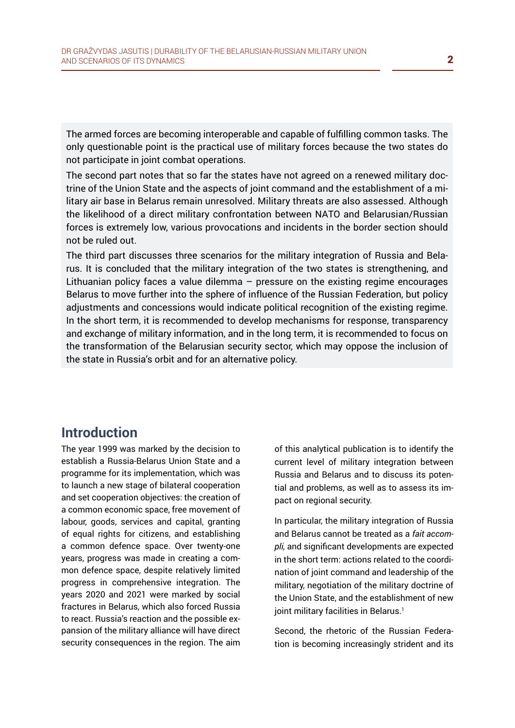The armed forces are becoming interoperable and capable of fulfilling common tasks. The only questionable point is the practical use of military forces because the two states do not participate in joint combat operations.

The second part notes that so far the states have not agreed on a renewed military doctrine of the Union State and the aspects of joint command and the establishment of a military air base in Belarus remain unresolved. Military threats are also assessed. Although the likelihood of a direct military confrontation between NATO and Belarusian/Russian forces is extremely low, various provocations and incidents in the border section should not be ruled out.

The third part discusses three scenarios for the military integration of Russia and Belarus. It is concluded that the military integration of the two states is strengthening, and Lithuanian policy faces a value dilemma – pressure on the existing regime encourages Belarus to move further into the sphere of influence of the Russian Federation, but policy adjustments and concessions would indicate political recognition of the existing regime. In the short term, it is recommended to develop mechanisms for response, transparency and exchange of military information, and in the long term, it is recommended to focus on the transformation of the Belarusian security sector, which may oppose the inclusion of the state in Russia's orbit and for an alternative policy.

## Introduction

The year 1999 was marked by the decision to establish a Russia-Belarus Union State and a programme for its implementation, which was to launch a new stage of bilateral cooperation and set cooperation objectives: the creation of a common economic space, free movement of labour, goods, services and capital, granting of equal rights for citizens, and establishing a common defence space. Over twenty-one years, progress was made in creating a common defence space, despite relatively limited progress in comprehensive integration. The years 2020 and 2021 were marked by social fractures in Belarus, which also forced Russia to react. Russia's reaction and the possible expansion of the military alliance will have direct security consequences in the region. The aim of this analytical publication is to identify the current level of military integration between Russia and Belarus and to discuss its potential and problems, as well as to assess its impact on regional security.

In particular, the military integration of Russia and Belarus cannot be treated as a *fait accompli,* and significant developments are expected in the short term: actions related to the coordination of joint command and leadership of the military, negotiation of the military doctrine of the Union State, and the establishment of new joint military facilities in Belarus.[1]

Second, the rhetoric of the Russian Federation is becoming increasingly strident and its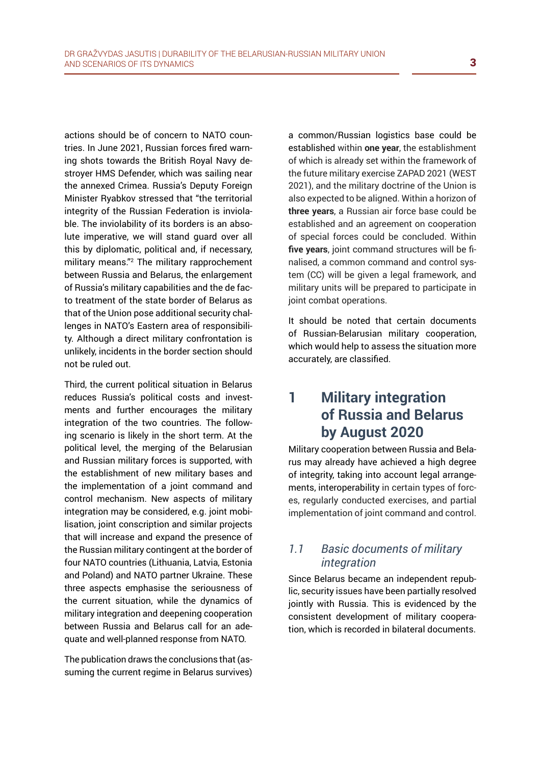actions should be of concern to NATO countries. In June 2021, Russian forces fired warning shots towards the British Royal Navy destroyer HMS Defender, which was sailing near the annexed Crimea. Russia's Deputy Foreign Minister Ryabkov stressed that "the territorial integrity of the Russian Federation is inviolable. The inviolability of its borders is an absolute imperative, we will stand guard over all this by diplomatic, political and, if necessary, military means."[2] The military rapprochement between Russia and Belarus, the enlargement of Russia's military capabilities and the de facto treatment of the state border of Belarus as that of the Union pose additional security challenges in NATO's Eastern area of responsibility. Although a direct military confrontation is unlikely, incidents in the border section should not be ruled out.

Third, the current political situation in Belarus reduces Russia's political costs and investments and further encourages the military integration of the two countries. The following scenario is likely in the short term. At the political level, the merging of the Belarusian and Russian military forces is supported, with the establishment of new military bases and the implementation of a joint command and control mechanism. New aspects of military integration may be considered, e.g. joint mobilisation, joint conscription and similar projects that will increase and expand the presence of the Russian military contingent at the border of four NATO countries (Lithuania, Latvia, Estonia and Poland) and NATO partner Ukraine. These three aspects emphasise the seriousness of the current situation, while the dynamics of military integration and deepening cooperation between Russia and Belarus call for an adequate and well-planned response from NATO.

The publication draws the conclusions that (assuming the current regime in Belarus survives) a common/Russian logistics base could be established within **one year**, the establishment of which is already set within the framework of the future military exercise ZAPAD 2021 (WEST 2021), and the military doctrine of the Union is also expected to be aligned. Within a horizon of **three years**, a Russian air force base could be established and an agreement on cooperation of special forces could be concluded. Within **five years**, joint command structures will be finalised, a common command and control system (CC) will be given a legal framework, and military units will be prepared to participate in joint combat operations.

It should be noted that certain documents of Russian-Belarusian military cooperation, which would help to assess the situation more accurately, are classified.

# 1 Military integration of Russia and Belarus by August 2020

Military cooperation between Russia and Belarus may already have achieved a high degree of integrity, taking into account legal arrangements, interoperability in certain types of forces, regularly conducted exercises, and partial implementation of joint command and control.

## *1.1 Basic documents of military integration*

Since Belarus became an independent republic, security issues have been partially resolved jointly with Russia. This is evidenced by the consistent development of military cooperation, which is recorded in bilateral documents.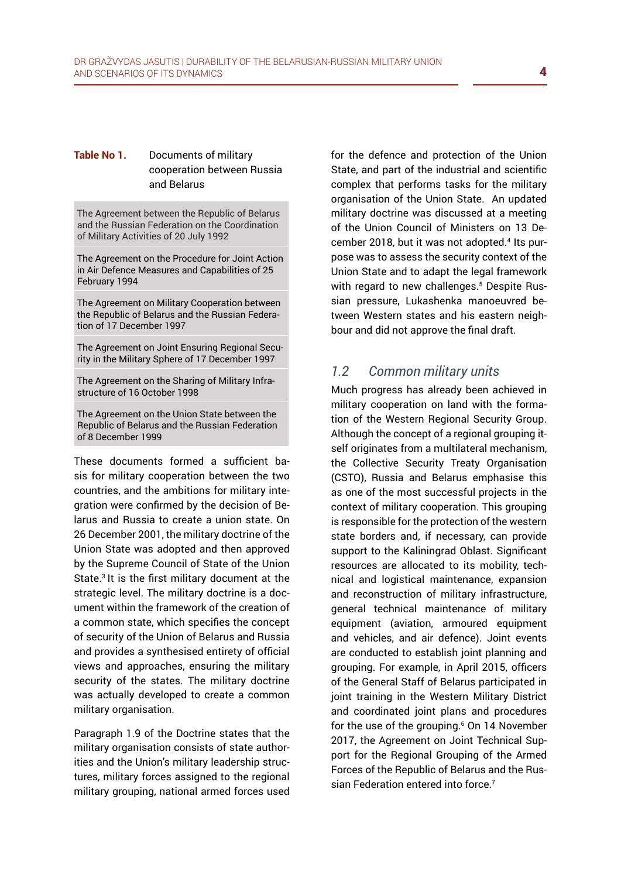**Table No 1.** Documents of military cooperation between Russia and Belarus

| |
|---|
| The Agreement between the Republic of Belarus and the Russian Federation on the Coordination of Military Activities of 20 July 1992 |
| The Agreement on the Procedure for Joint Action in Air Defence Measures and Capabilities of 25 February 1994 |
| The Agreement on Military Cooperation between the Republic of Belarus and the Russian Federation of 17 December 1997 |
| The Agreement on Joint Ensuring Regional Security in the Military Sphere of 17 December 1997 |
| The Agreement on the Sharing of Military Infrastructure of 16 October 1998 |
| The Agreement on the Union State between the Republic of Belarus and the Russian Federation of 8 December 1999 |

These documents formed a sufficient basis for military cooperation between the two countries, and the ambitions for military integration were confirmed by the decision of Belarus and Russia to create a union state. On 26 December 2001, the military doctrine of the Union State was adopted and then approved by the Supreme Council of State of the Union State.[3] It is the first military document at the strategic level. The military doctrine is a document within the framework of the creation of a common state, which specifies the concept of security of the Union of Belarus and Russia and provides a synthesised entirety of official views and approaches, ensuring the military security of the states. The military doctrine was actually developed to create a common military organisation.

Paragraph 1.9 of the Doctrine states that the military organisation consists of state authorities and the Union's military leadership structures, military forces assigned to the regional military grouping, national armed forces used for the defence and protection of the Union State, and part of the industrial and scientific complex that performs tasks for the military organisation of the Union State. An updated military doctrine was discussed at a meeting of the Union Council of Ministers on 13 December 2018, but it was not adopted.[4] Its purpose was to assess the security context of the Union State and to adapt the legal framework with regard to new challenges.[5] Despite Russian pressure, Lukashenka manoeuvred between Western states and his eastern neighbour and did not approve the final draft.

## *1.2 Common military units*

Much progress has already been achieved in military cooperation on land with the formation of the Western Regional Security Group. Although the concept of a regional grouping itself originates from a multilateral mechanism, the Collective Security Treaty Organisation (CSTO), Russia and Belarus emphasise this as one of the most successful projects in the context of military cooperation. This grouping is responsible for the protection of the western state borders and, if necessary, can provide support to the Kaliningrad Oblast. Significant resources are allocated to its mobility, technical and logistical maintenance, expansion and reconstruction of military infrastructure, general technical maintenance of military equipment (aviation, armoured equipment and vehicles, and air defence). Joint events are conducted to establish joint planning and grouping. For example, in April 2015, officers of the General Staff of Belarus participated in joint training in the Western Military District and coordinated joint plans and procedures for the use of the grouping.[6] On 14 November 2017, the Agreement on Joint Technical Support for the Regional Grouping of the Armed Forces of the Republic of Belarus and the Russian Federation entered into force.[7]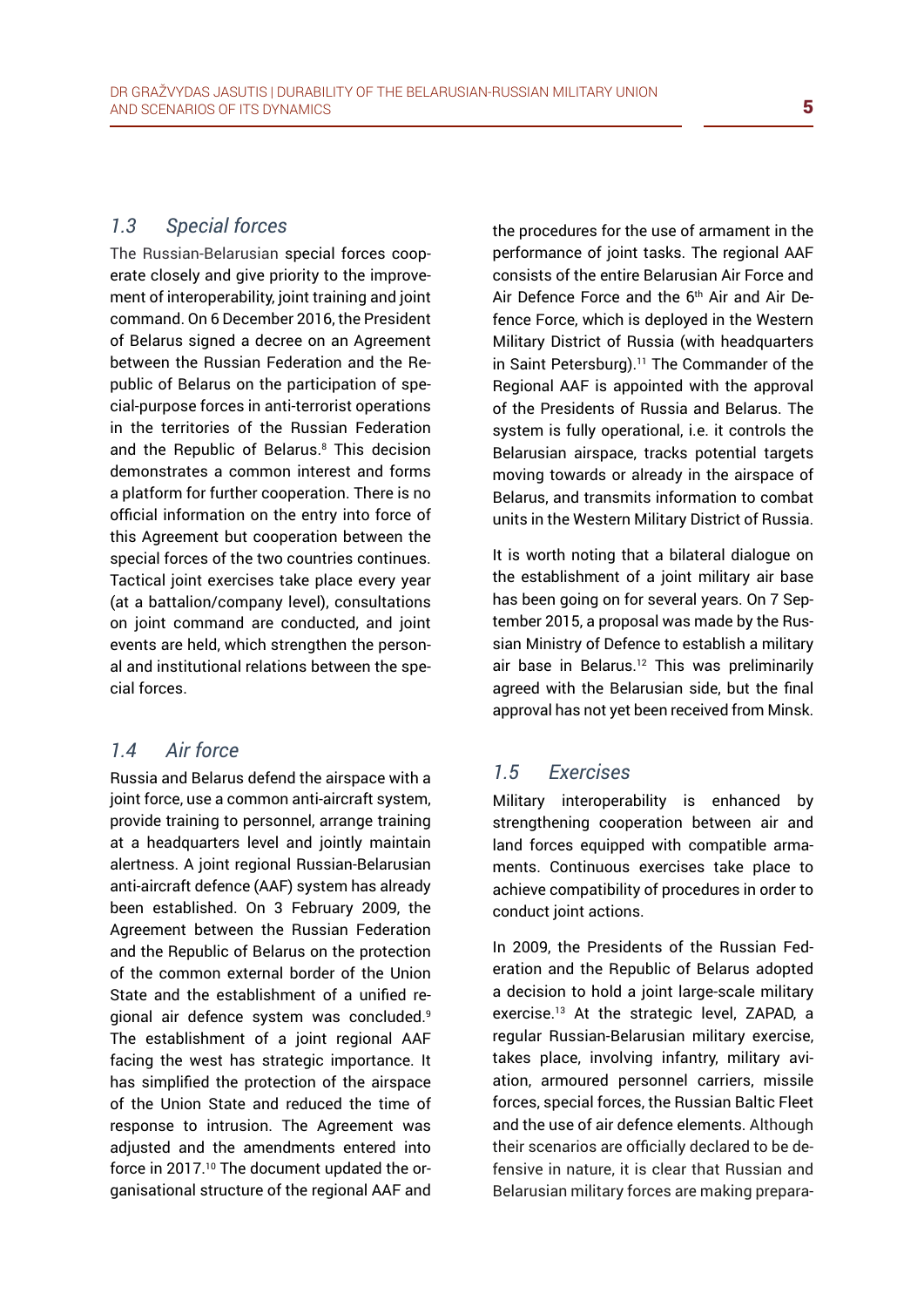### 1.3 Special forces

The Russian-Belarusian special forces cooperate closely and give priority to the improvement of interoperability, joint training and joint command. On 6 December 2016, the President of Belarus signed a decree on an Agreement between the Russian Federation and the Republic of Belarus on the participation of special-purpose forces in anti-terrorist operations in the territories of the Russian Federation and the Republic of Belarus.[8] This decision demonstrates a common interest and forms a platform for further cooperation. There is no official information on the entry into force of this Agreement but cooperation between the special forces of the two countries continues. Tactical joint exercises take place every year (at a battalion/company level), consultations on joint command are conducted, and joint events are held, which strengthen the personal and institutional relations between the special forces.

### 1.4 Air force

Russia and Belarus defend the airspace with a joint force, use a common anti-aircraft system, provide training to personnel, arrange training at a headquarters level and jointly maintain alertness. A joint regional Russian-Belarusian anti-aircraft defence (AAF) system has already been established. On 3 February 2009, the Agreement between the Russian Federation and the Republic of Belarus on the protection of the common external border of the Union State and the establishment of a unified regional air defence system was concluded.[9] The establishment of a joint regional AAF facing the west has strategic importance. It has simplified the protection of the airspace of the Union State and reduced the time of response to intrusion. The Agreement was adjusted and the amendments entered into force in 2017.[10] The document updated the organisational structure of the regional AAF and the procedures for the use of armament in the performance of joint tasks. The regional AAF consists of the entire Belarusian Air Force and Air Defence Force and the 6th Air and Air Defence Force, which is deployed in the Western Military District of Russia (with headquarters in Saint Petersburg).[11] The Commander of the Regional AAF is appointed with the approval of the Presidents of Russia and Belarus. The system is fully operational, i.e. it controls the Belarusian airspace, tracks potential targets moving towards or already in the airspace of Belarus, and transmits information to combat units in the Western Military District of Russia.

It is worth noting that a bilateral dialogue on the establishment of a joint military air base has been going on for several years. On 7 September 2015, a proposal was made by the Russian Ministry of Defence to establish a military air base in Belarus.[12] This was preliminarily agreed with the Belarusian side, but the final approval has not yet been received from Minsk.

### 1.5 Exercises

Military interoperability is enhanced by strengthening cooperation between air and land forces equipped with compatible armaments. Continuous exercises take place to achieve compatibility of procedures in order to conduct joint actions.

In 2009, the Presidents of the Russian Federation and the Republic of Belarus adopted a decision to hold a joint large-scale military exercise.[13] At the strategic level, ZAPAD, a regular Russian-Belarusian military exercise, takes place, involving infantry, military aviation, armoured personnel carriers, missile forces, special forces, the Russian Baltic Fleet and the use of air defence elements. Although their scenarios are officially declared to be defensive in nature, it is clear that Russian and Belarusian military forces are making prepara-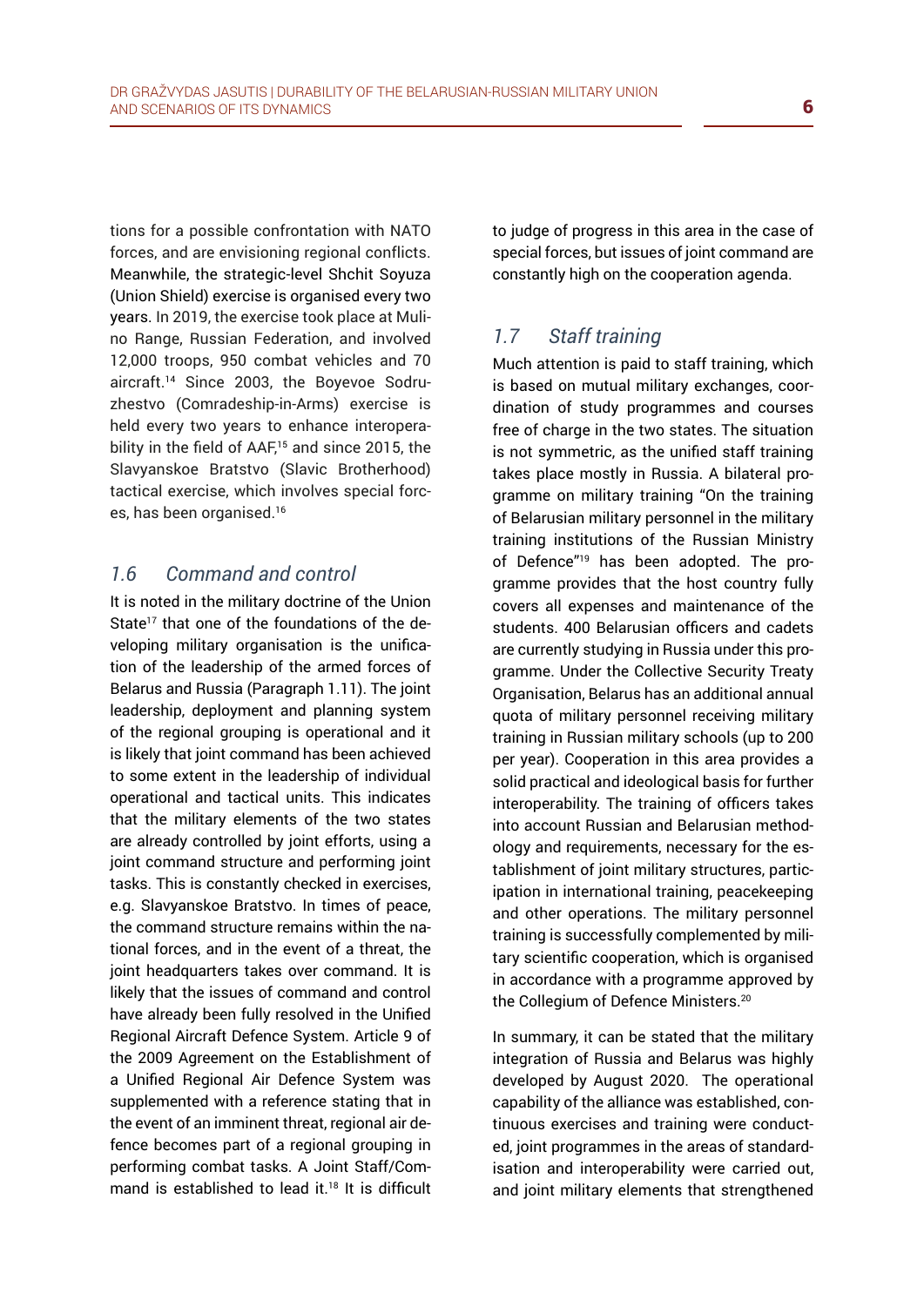tions for a possible confrontation with NATO forces, and are envisioning regional conflicts. Meanwhile, the strategic-level Shchit Soyuza (Union Shield) exercise is organised every two years. In 2019, the exercise took place at Mulino Range, Russian Federation, and involved 12,000 troops, 950 combat vehicles and 70 aircraft.[14] Since 2003, the Boyevoe Sodruzhestvo (Comradeship-in-Arms) exercise is held every two years to enhance interoperability in the field of AAF,[15] and since 2015, the Slavyanskoe Bratstvo (Slavic Brotherhood) tactical exercise, which involves special forces, has been organised.[16]

## *1.6 Command and control*

It is noted in the military doctrine of the Union State[17] that one of the foundations of the developing military organisation is the unification of the leadership of the armed forces of Belarus and Russia (Paragraph 1.11). The joint leadership, deployment and planning system of the regional grouping is operational and it is likely that joint command has been achieved to some extent in the leadership of individual operational and tactical units. This indicates that the military elements of the two states are already controlled by joint efforts, using a joint command structure and performing joint tasks. This is constantly checked in exercises, e.g. Slavyanskoe Bratstvo. In times of peace, the command structure remains within the national forces, and in the event of a threat, the joint headquarters takes over command. It is likely that the issues of command and control have already been fully resolved in the Unified Regional Aircraft Defence System. Article 9 of the 2009 Agreement on the Establishment of a Unified Regional Air Defence System was supplemented with a reference stating that in the event of an imminent threat, regional air defence becomes part of a regional grouping in performing combat tasks. A Joint Staff/Command is established to lead it.[18] It is difficult to judge of progress in this area in the case of special forces, but issues of joint command are constantly high on the cooperation agenda.

## *1.7 Staff training*

Much attention is paid to staff training, which is based on mutual military exchanges, coordination of study programmes and courses free of charge in the two states. The situation is not symmetric, as the unified staff training takes place mostly in Russia. A bilateral programme on military training "On the training of Belarusian military personnel in the military training institutions of the Russian Ministry of Defence"[19] has been adopted. The programme provides that the host country fully covers all expenses and maintenance of the students. 400 Belarusian officers and cadets are currently studying in Russia under this programme. Under the Collective Security Treaty Organisation, Belarus has an additional annual quota of military personnel receiving military training in Russian military schools (up to 200 per year). Cooperation in this area provides a solid practical and ideological basis for further interoperability. The training of officers takes into account Russian and Belarusian methodology and requirements, necessary for the establishment of joint military structures, participation in international training, peacekeeping and other operations. The military personnel training is successfully complemented by military scientific cooperation, which is organised in accordance with a programme approved by the Collegium of Defence Ministers.[20]

In summary, it can be stated that the military integration of Russia and Belarus was highly developed by August 2020. The operational capability of the alliance was established, continuous exercises and training were conducted, joint programmes in the areas of standardisation and interoperability were carried out, and joint military elements that strengthened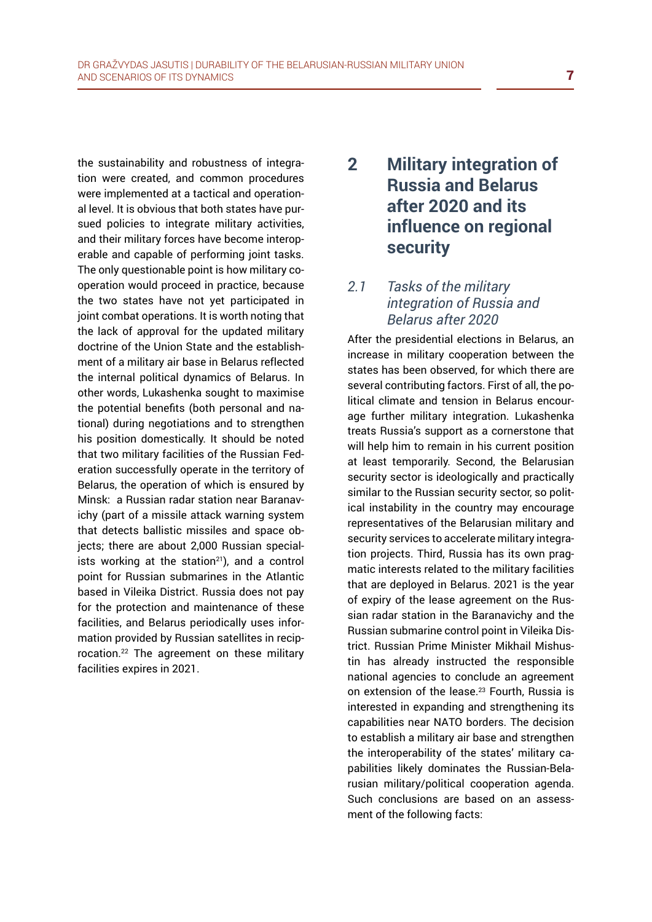the sustainability and robustness of integration were created, and common procedures were implemented at a tactical and operational level. It is obvious that both states have pursued policies to integrate military activities, and their military forces have become interoperable and capable of performing joint tasks. The only questionable point is how military cooperation would proceed in practice, because the two states have not yet participated in joint combat operations. It is worth noting that the lack of approval for the updated military doctrine of the Union State and the establishment of a military air base in Belarus reflected the internal political dynamics of Belarus. In other words, Lukashenka sought to maximise the potential benefits (both personal and national) during negotiations and to strengthen his position domestically. It should be noted that two military facilities of the Russian Federation successfully operate in the territory of Belarus, the operation of which is ensured by Minsk: a Russian radar station near Baranavichy (part of a missile attack warning system that detects ballistic missiles and space objects; there are about 2,000 Russian specialists working at the station[21]), and a control point for Russian submarines in the Atlantic based in Vileika District. Russia does not pay for the protection and maintenance of these facilities, and Belarus periodically uses information provided by Russian satellites in reciprocation.[22] The agreement on these military facilities expires in 2021.

# 2 Military integration of Russia and Belarus after 2020 and its influence on regional security

## *2.1 Tasks of the military integration of Russia and Belarus after 2020*

After the presidential elections in Belarus, an increase in military cooperation between the states has been observed, for which there are several contributing factors. First of all, the political climate and tension in Belarus encourage further military integration. Lukashenka treats Russia's support as a cornerstone that will help him to remain in his current position at least temporarily. Second, the Belarusian security sector is ideologically and practically similar to the Russian security sector, so political instability in the country may encourage representatives of the Belarusian military and security services to accelerate military integration projects. Third, Russia has its own pragmatic interests related to the military facilities that are deployed in Belarus. 2021 is the year of expiry of the lease agreement on the Russian radar station in the Baranavichy and the Russian submarine control point in Vileika District. Russian Prime Minister Mikhail Mishustin has already instructed the responsible national agencies to conclude an agreement on extension of the lease.[23] Fourth, Russia is interested in expanding and strengthening its capabilities near NATO borders. The decision to establish a military air base and strengthen the interoperability of the states' military capabilities likely dominates the Russian-Belarusian military/political cooperation agenda. Such conclusions are based on an assessment of the following facts: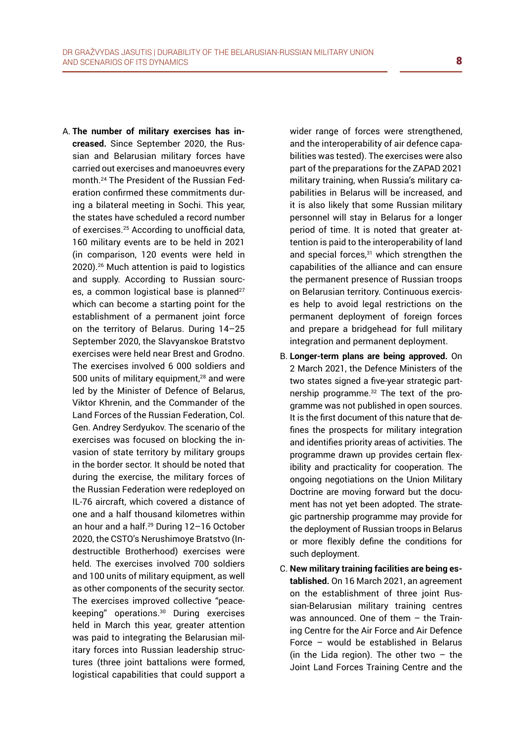A. **The number of military exercises has increased.** Since September 2020, the Russian and Belarusian military forces have carried out exercises and manoeuvres every month.[24] The President of the Russian Federation confirmed these commitments during a bilateral meeting in Sochi. This year, the states have scheduled a record number of exercises.[25] According to unofficial data, 160 military events are to be held in 2021 (in comparison, 120 events were held in 2020).[26] Much attention is paid to logistics and supply. According to Russian sources, a common logistical base is planned[27] which can become a starting point for the establishment of a permanent joint force on the territory of Belarus. During 14–25 September 2020, the Slavyanskoe Bratstvo exercises were held near Brest and Grodno. The exercises involved 6 000 soldiers and 500 units of military equipment,[28] and were led by the Minister of Defence of Belarus, Viktor Khrenin, and the Commander of the Land Forces of the Russian Federation, Col. Gen. Andrey Serdyukov. The scenario of the exercises was focused on blocking the invasion of state territory by military groups in the border sector. It should be noted that during the exercise, the military forces of the Russian Federation were redeployed on IL-76 aircraft, which covered a distance of one and a half thousand kilometres within an hour and a half.[29] During 12–16 October 2020, the CSTO's Nerushimoye Bratstvo (Indestructible Brotherhood) exercises were held. The exercises involved 700 soldiers and 100 units of military equipment, as well as other components of the security sector. The exercises improved collective "peacekeeping" operations.[30] During exercises held in March this year, greater attention was paid to integrating the Belarusian military forces into Russian leadership structures (three joint battalions were formed, logistical capabilities that could support a wider range of forces were strengthened, and the interoperability of air defence capabilities was tested). The exercises were also part of the preparations for the ZAPAD 2021 military training, when Russia's military capabilities in Belarus will be increased, and it is also likely that some Russian military personnel will stay in Belarus for a longer period of time. It is noted that greater attention is paid to the interoperability of land and special forces,[31] which strengthen the capabilities of the alliance and can ensure the permanent presence of Russian troops on Belarusian territory. Continuous exercises help to avoid legal restrictions on the permanent deployment of foreign forces and prepare a bridgehead for full military integration and permanent deployment.

B. **Longer-term plans are being approved.** On 2 March 2021, the Defence Ministers of the two states signed a five-year strategic partnership programme.[32] The text of the programme was not published in open sources. It is the first document of this nature that defines the prospects for military integration and identifies priority areas of activities. The programme drawn up provides certain flexibility and practicality for cooperation. The ongoing negotiations on the Union Military Doctrine are moving forward but the document has not yet been adopted. The strategic partnership programme may provide for the deployment of Russian troops in Belarus or more flexibly define the conditions for such deployment.

C. **New military training facilities are being established.** On 16 March 2021, an agreement on the establishment of three joint Russian-Belarusian military training centres was announced. One of them – the Training Centre for the Air Force and Air Defence Force – would be established in Belarus (in the Lida region). The other two – the Joint Land Forces Training Centre and the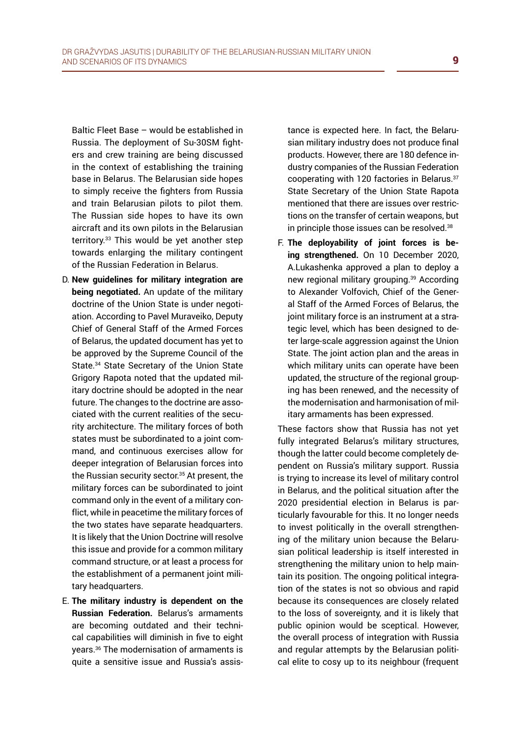Baltic Fleet Base – would be established in Russia. The deployment of Su-30SM fighters and crew training are being discussed in the context of establishing the training base in Belarus. The Belarusian side hopes to simply receive the fighters from Russia and train Belarusian pilots to pilot them. The Russian side hopes to have its own aircraft and its own pilots in the Belarusian territory.[33] This would be yet another step towards enlarging the military contingent of the Russian Federation in Belarus.

D. **New guidelines for military integration are being negotiated.** An update of the military doctrine of the Union State is under negotiation. According to Pavel Muraveiko, Deputy Chief of General Staff of the Armed Forces of Belarus, the updated document has yet to be approved by the Supreme Council of the State.[34] State Secretary of the Union State Grigory Rapota noted that the updated military doctrine should be adopted in the near future. The changes to the doctrine are associated with the current realities of the security architecture. The military forces of both states must be subordinated to a joint command, and continuous exercises allow for deeper integration of Belarusian forces into the Russian security sector.[35] At present, the military forces can be subordinated to joint command only in the event of a military conflict, while in peacetime the military forces of the two states have separate headquarters. It is likely that the Union Doctrine will resolve this issue and provide for a common military command structure, or at least a process for the establishment of a permanent joint military headquarters.

E. **The military industry is dependent on the Russian Federation.** Belarus's armaments are becoming outdated and their technical capabilities will diminish in five to eight years.[36] The modernisation of armaments is quite a sensitive issue and Russia's assistance is expected here. In fact, the Belarusian military industry does not produce final products. However, there are 180 defence industry companies of the Russian Federation cooperating with 120 factories in Belarus.[37] State Secretary of the Union State Rapota mentioned that there are issues over restrictions on the transfer of certain weapons, but in principle those issues can be resolved.[38]

F. **The deployability of joint forces is being strengthened.** On 10 December 2020, A.Lukashenka approved a plan to deploy a new regional military grouping.[39] According to Alexander Volfovich, Chief of the General Staff of the Armed Forces of Belarus, the joint military force is an instrument at a strategic level, which has been designed to deter large-scale aggression against the Union State. The joint action plan and the areas in which military units can operate have been updated, the structure of the regional grouping has been renewed, and the necessity of the modernisation and harmonisation of military armaments has been expressed.

These factors show that Russia has not yet fully integrated Belarus's military structures, though the latter could become completely dependent on Russia's military support. Russia is trying to increase its level of military control in Belarus, and the political situation after the 2020 presidential election in Belarus is particularly favourable for this. It no longer needs to invest politically in the overall strengthening of the military union because the Belarusian political leadership is itself interested in strengthening the military union to help maintain its position. The ongoing political integration of the states is not so obvious and rapid because its consequences are closely related to the loss of sovereignty, and it is likely that public opinion would be sceptical. However, the overall process of integration with Russia and regular attempts by the Belarusian political elite to cosy up to its neighbour (frequent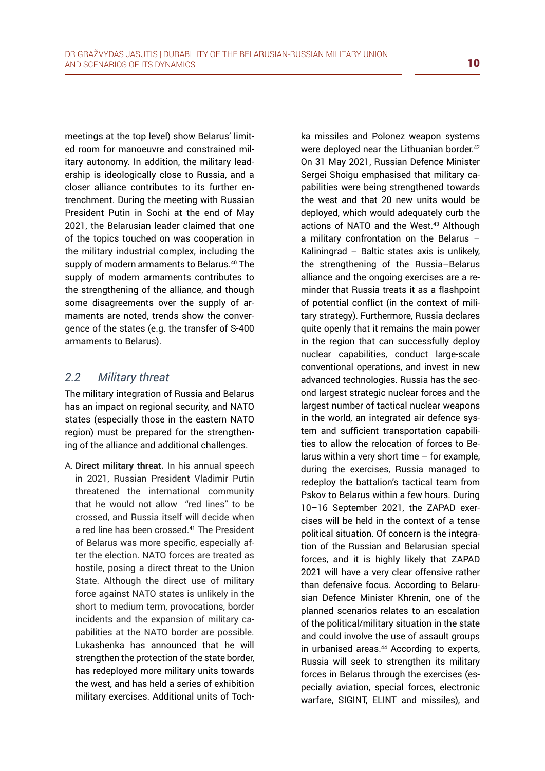meetings at the top level) show Belarus' limited room for manoeuvre and constrained military autonomy. In addition, the military leadership is ideologically close to Russia, and a closer alliance contributes to its further entrenchment. During the meeting with Russian President Putin in Sochi at the end of May 2021, the Belarusian leader claimed that one of the topics touched on was cooperation in the military industrial complex, including the supply of modern armaments to Belarus.[40] The supply of modern armaments contributes to the strengthening of the alliance, and though some disagreements over the supply of armaments are noted, trends show the convergence of the states (e.g. the transfer of S-400 armaments to Belarus).

## *2.2 Military threat*

The military integration of Russia and Belarus has an impact on regional security, and NATO states (especially those in the eastern NATO region) must be prepared for the strengthening of the alliance and additional challenges.

A. **Direct military threat.** In his annual speech in 2021, Russian President Vladimir Putin threatened the international community that he would not allow "red lines" to be crossed, and Russia itself will decide when a red line has been crossed.[41] The President of Belarus was more specific, especially after the election. NATO forces are treated as hostile, posing a direct threat to the Union State. Although the direct use of military force against NATO states is unlikely in the short to medium term, provocations, border incidents and the expansion of military capabilities at the NATO border are possible. Lukashenka has announced that he will strengthen the protection of the state border, has redeployed more military units towards the west, and has held a series of exhibition military exercises. Additional units of Tochka missiles and Polonez weapon systems were deployed near the Lithuanian border.[42] On 31 May 2021, Russian Defence Minister Sergei Shoigu emphasised that military capabilities were being strengthened towards the west and that 20 new units would be deployed, which would adequately curb the actions of NATO and the West.[43] Although a military confrontation on the Belarus – Kaliningrad – Baltic states axis is unlikely, the strengthening of the Russia–Belarus alliance and the ongoing exercises are a reminder that Russia treats it as a flashpoint of potential conflict (in the context of military strategy). Furthermore, Russia declares quite openly that it remains the main power in the region that can successfully deploy nuclear capabilities, conduct large-scale conventional operations, and invest in new advanced technologies. Russia has the second largest strategic nuclear forces and the largest number of tactical nuclear weapons in the world, an integrated air defence system and sufficient transportation capabilities to allow the relocation of forces to Belarus within a very short time – for example, during the exercises, Russia managed to redeploy the battalion's tactical team from Pskov to Belarus within a few hours. During 10–16 September 2021, the ZAPAD exercises will be held in the context of a tense political situation. Of concern is the integration of the Russian and Belarusian special forces, and it is highly likely that ZAPAD 2021 will have a very clear offensive rather than defensive focus. According to Belarusian Defence Minister Khrenin, one of the planned scenarios relates to an escalation of the political/military situation in the state and could involve the use of assault groups in urbanised areas.[44] According to experts, Russia will seek to strengthen its military forces in Belarus through the exercises (especially aviation, special forces, electronic warfare, SIGINT, ELINT and missiles), and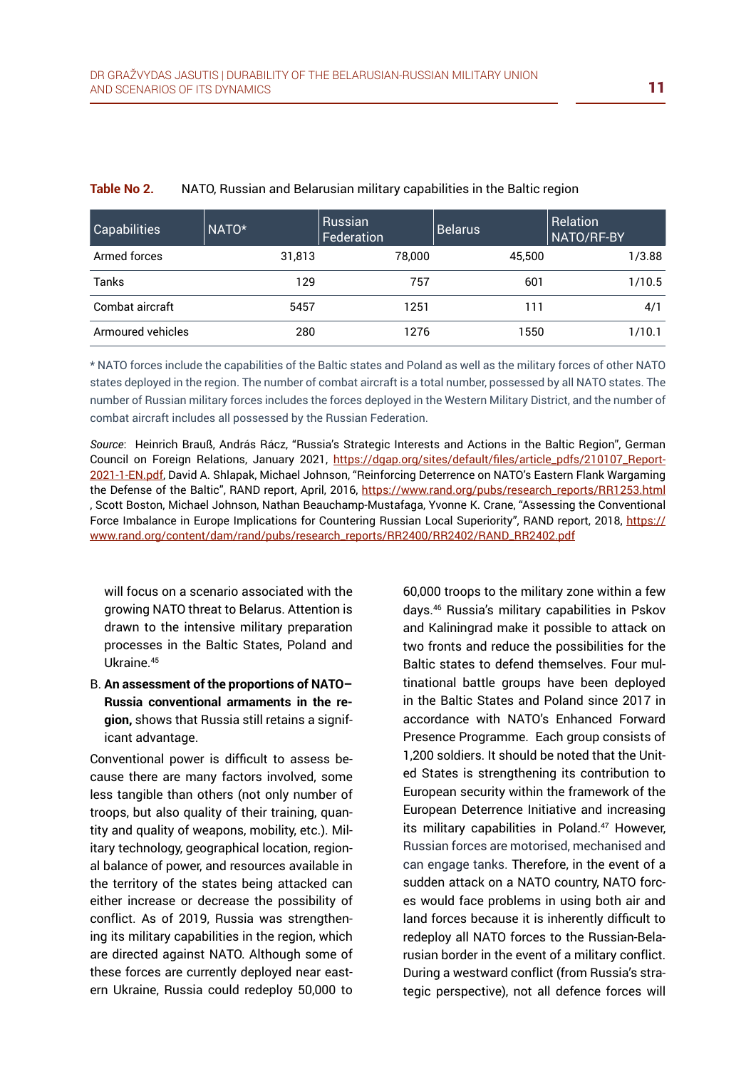**Table No 2.** NATO, Russian and Belarusian military capabilities in the Baltic region

| Capabilities | NATO* | Russian Federation | Belarus | Relation NATO/RF-BY |
|---|---|---|---|---|
| Armed forces | 31,813 | 78,000 | 45,500 | 1/3.88 |
| Tanks | 129 | 757 | 601 | 1/10.5 |
| Combat aircraft | 5457 | 1251 | 111 | 4/1 |
| Armoured vehicles | 280 | 1276 | 1550 | 1/10.1 |

\* NATO forces include the capabilities of the Baltic states and Poland as well as the military forces of other NATO states deployed in the region. The number of combat aircraft is a total number, possessed by all NATO states. The number of Russian military forces includes the forces deployed in the Western Military District, and the number of combat aircraft includes all possessed by the Russian Federation.

*Source*: Heinrich Brauß, András Rácz, "Russia's Strategic Interests and Actions in the Baltic Region", German Council on Foreign Relations, January 2021, https://dgap.org/sites/default/files/article_pdfs/210107_Report-2021-1-EN.pdf, David A. Shlapak, Michael Johnson, "Reinforcing Deterrence on NATO's Eastern Flank Wargaming the Defense of the Baltic", RAND report, April, 2016, https://www.rand.org/pubs/research_reports/RR1253.html , Scott Boston, Michael Johnson, Nathan Beauchamp-Mustafaga, Yvonne K. Crane, "Assessing the Conventional Force Imbalance in Europe Implications for Countering Russian Local Superiority", RAND report, 2018, https://www.rand.org/content/dam/rand/pubs/research_reports/RR2400/RR2402/RAND_RR2402.pdf

will focus on a scenario associated with the growing NATO threat to Belarus. Attention is drawn to the intensive military preparation processes in the Baltic States, Poland and Ukraine.[45]

B. **An assessment of the proportions of NATO–Russia conventional armaments in the region,** shows that Russia still retains a significant advantage.

Conventional power is difficult to assess because there are many factors involved, some less tangible than others (not only number of troops, but also quality of their training, quantity and quality of weapons, mobility, etc.). Military technology, geographical location, regional balance of power, and resources available in the territory of the states being attacked can either increase or decrease the possibility of conflict. As of 2019, Russia was strengthening its military capabilities in the region, which are directed against NATO. Although some of these forces are currently deployed near eastern Ukraine, Russia could redeploy 50,000 to 60,000 troops to the military zone within a few days.[46] Russia's military capabilities in Pskov and Kaliningrad make it possible to attack on two fronts and reduce the possibilities for the Baltic states to defend themselves. Four multinational battle groups have been deployed in the Baltic States and Poland since 2017 in accordance with NATO's Enhanced Forward Presence Programme. Each group consists of 1,200 soldiers. It should be noted that the United States is strengthening its contribution to European security within the framework of the European Deterrence Initiative and increasing its military capabilities in Poland.[47] However, Russian forces are motorised, mechanised and can engage tanks. Therefore, in the event of a sudden attack on a NATO country, NATO forces would face problems in using both air and land forces because it is inherently difficult to redeploy all NATO forces to the Russian-Belarusian border in the event of a military conflict. During a westward conflict (from Russia's strategic perspective), not all defence forces will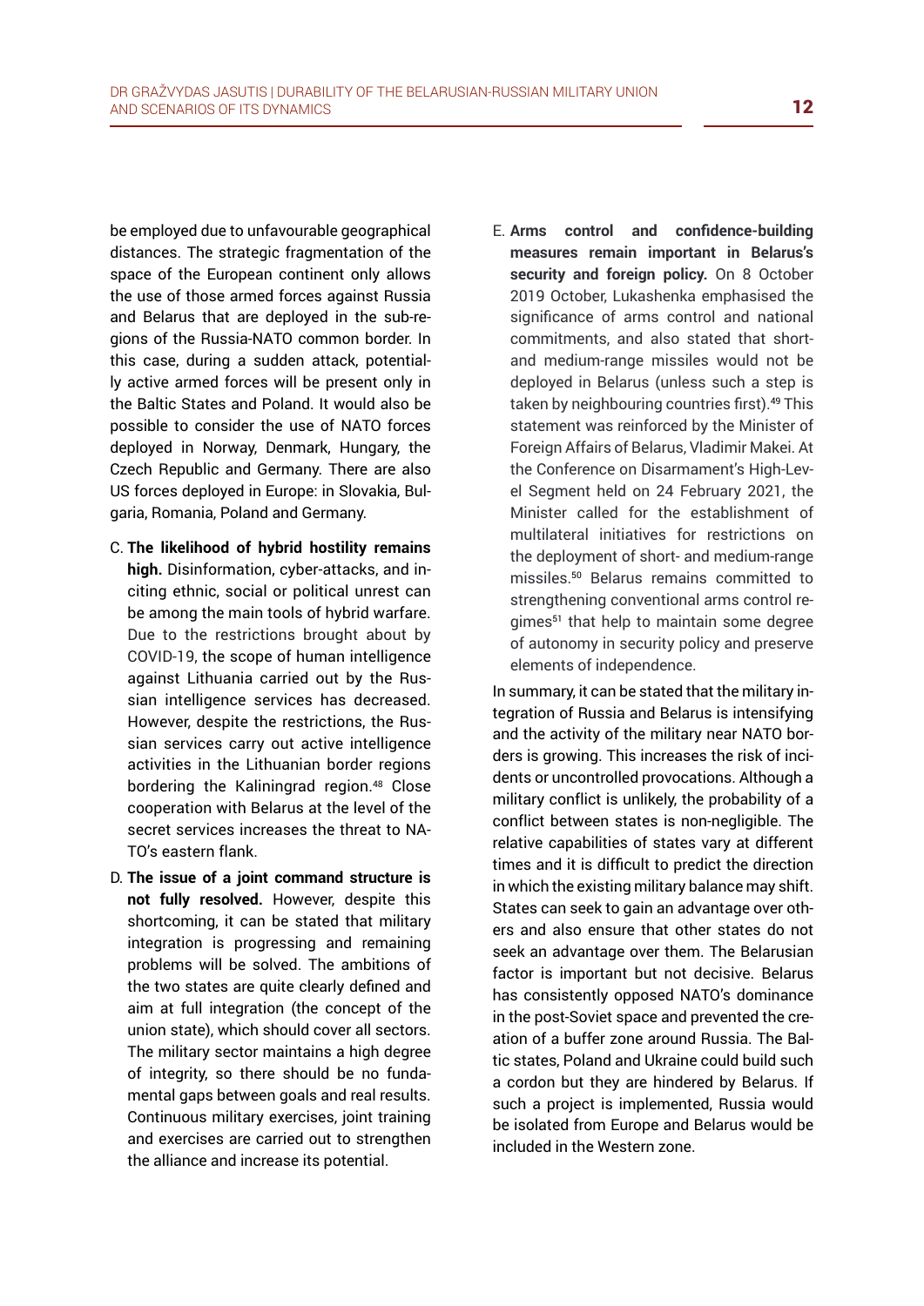be employed due to unfavourable geographical distances. The strategic fragmentation of the space of the European continent only allows the use of those armed forces against Russia and Belarus that are deployed in the sub-regions of the Russia-NATO common border. In this case, during a sudden attack, potentially active armed forces will be present only in the Baltic States and Poland. It would also be possible to consider the use of NATO forces deployed in Norway, Denmark, Hungary, the Czech Republic and Germany. There are also US forces deployed in Europe: in Slovakia, Bulgaria, Romania, Poland and Germany.

C. **The likelihood of hybrid hostility remains high.** Disinformation, cyber-attacks, and inciting ethnic, social or political unrest can be among the main tools of hybrid warfare. Due to the restrictions brought about by COVID-19, the scope of human intelligence against Lithuania carried out by the Russian intelligence services has decreased. However, despite the restrictions, the Russian services carry out active intelligence activities in the Lithuanian border regions bordering the Kaliningrad region.[48] Close cooperation with Belarus at the level of the secret services increases the threat to NATO's eastern flank.

D. **The issue of a joint command structure is not fully resolved.** However, despite this shortcoming, it can be stated that military integration is progressing and remaining problems will be solved. The ambitions of the two states are quite clearly defined and aim at full integration (the concept of the union state), which should cover all sectors. The military sector maintains a high degree of integrity, so there should be no fundamental gaps between goals and real results. Continuous military exercises, joint training and exercises are carried out to strengthen the alliance and increase its potential.

E. **Arms control and confidence-building measures remain important in Belarus's security and foreign policy.** On 8 October 2019 October, Lukashenka emphasised the significance of arms control and national commitments, and also stated that short- and medium-range missiles would not be deployed in Belarus (unless such a step is taken by neighbouring countries first).[49] This statement was reinforced by the Minister of Foreign Affairs of Belarus, Vladimir Makei. At the Conference on Disarmament's High-Level Segment held on 24 February 2021, the Minister called for the establishment of multilateral initiatives for restrictions on the deployment of short- and medium-range missiles.[50] Belarus remains committed to strengthening conventional arms control regimes[51] that help to maintain some degree of autonomy in security policy and preserve elements of independence.

In summary, it can be stated that the military integration of Russia and Belarus is intensifying and the activity of the military near NATO borders is growing. This increases the risk of incidents or uncontrolled provocations. Although a military conflict is unlikely, the probability of a conflict between states is non-negligible. The relative capabilities of states vary at different times and it is difficult to predict the direction in which the existing military balance may shift. States can seek to gain an advantage over others and also ensure that other states do not seek an advantage over them. The Belarusian factor is important but not decisive. Belarus has consistently opposed NATO's dominance in the post-Soviet space and prevented the creation of a buffer zone around Russia. The Baltic states, Poland and Ukraine could build such a cordon but they are hindered by Belarus. If such a project is implemented, Russia would be isolated from Europe and Belarus would be included in the Western zone.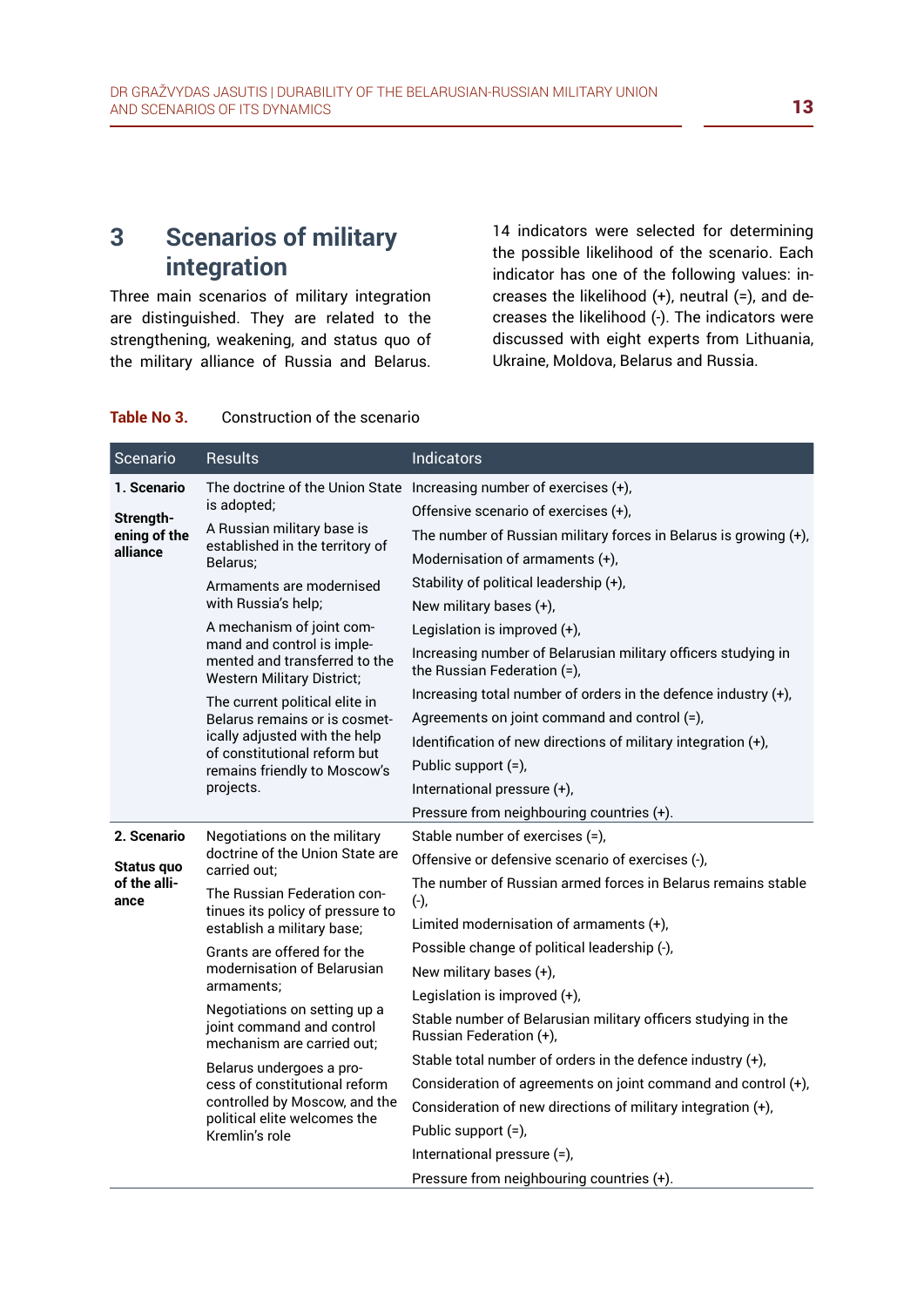## 3 Scenarios of military integration

Three main scenarios of military integration are distinguished. They are related to the strengthening, weakening, and status quo of the military alliance of Russia and Belarus.

14 indicators were selected for determining the possible likelihood of the scenario. Each indicator has one of the following values: increases the likelihood (+), neutral (=), and decreases the likelihood (-). The indicators were discussed with eight experts from Lithuania, Ukraine, Moldova, Belarus and Russia.

**Table No 3.** Construction of the scenario

| Scenario | Results | Indicators |
|---|---|---|
| **1. Scenario**<br>**Strengthening of the alliance** | The doctrine of the Union State is adopted;<br>A Russian military base is established in the territory of Belarus;<br>Armaments are modernised with Russia's help;<br>A mechanism of joint command and control is implemented and transferred to the Western Military District;<br>The current political elite in Belarus remains or is cosmetically adjusted with the help of constitutional reform but remains friendly to Moscow's projects. | Increasing number of exercises (+),<br>Offensive scenario of exercises (+),<br>The number of Russian military forces in Belarus is growing (+),<br>Modernisation of armaments (+),<br>Stability of political leadership (+),<br>New military bases (+),<br>Legislation is improved (+),<br>Increasing number of Belarusian military officers studying in the Russian Federation (=),<br>Increasing total number of orders in the defence industry (+),<br>Agreements on joint command and control (=),<br>Identification of new directions of military integration (+),<br>Public support (=),<br>International pressure (+),<br>Pressure from neighbouring countries (+). |
| **2. Scenario**<br>**Status quo of the alliance** | Negotiations on the military doctrine of the Union State are carried out;<br>The Russian Federation continues its policy of pressure to establish a military base;<br>Grants are offered for the modernisation of Belarusian armaments;<br>Negotiations on setting up a joint command and control mechanism are carried out;<br>Belarus undergoes a process of constitutional reform controlled by Moscow, and the political elite welcomes the Kremlin's role | Stable number of exercises (=),<br>Offensive or defensive scenario of exercises (-),<br>The number of Russian armed forces in Belarus remains stable (-),<br>Limited modernisation of armaments (+),<br>Possible change of political leadership (-),<br>New military bases (+),<br>Legislation is improved (+),<br>Stable number of Belarusian military officers studying in the Russian Federation (+),<br>Stable total number of orders in the defence industry (+),<br>Consideration of agreements on joint command and control (+),<br>Consideration of new directions of military integration (+),<br>Public support (=),<br>International pressure (=),<br>Pressure from neighbouring countries (+). |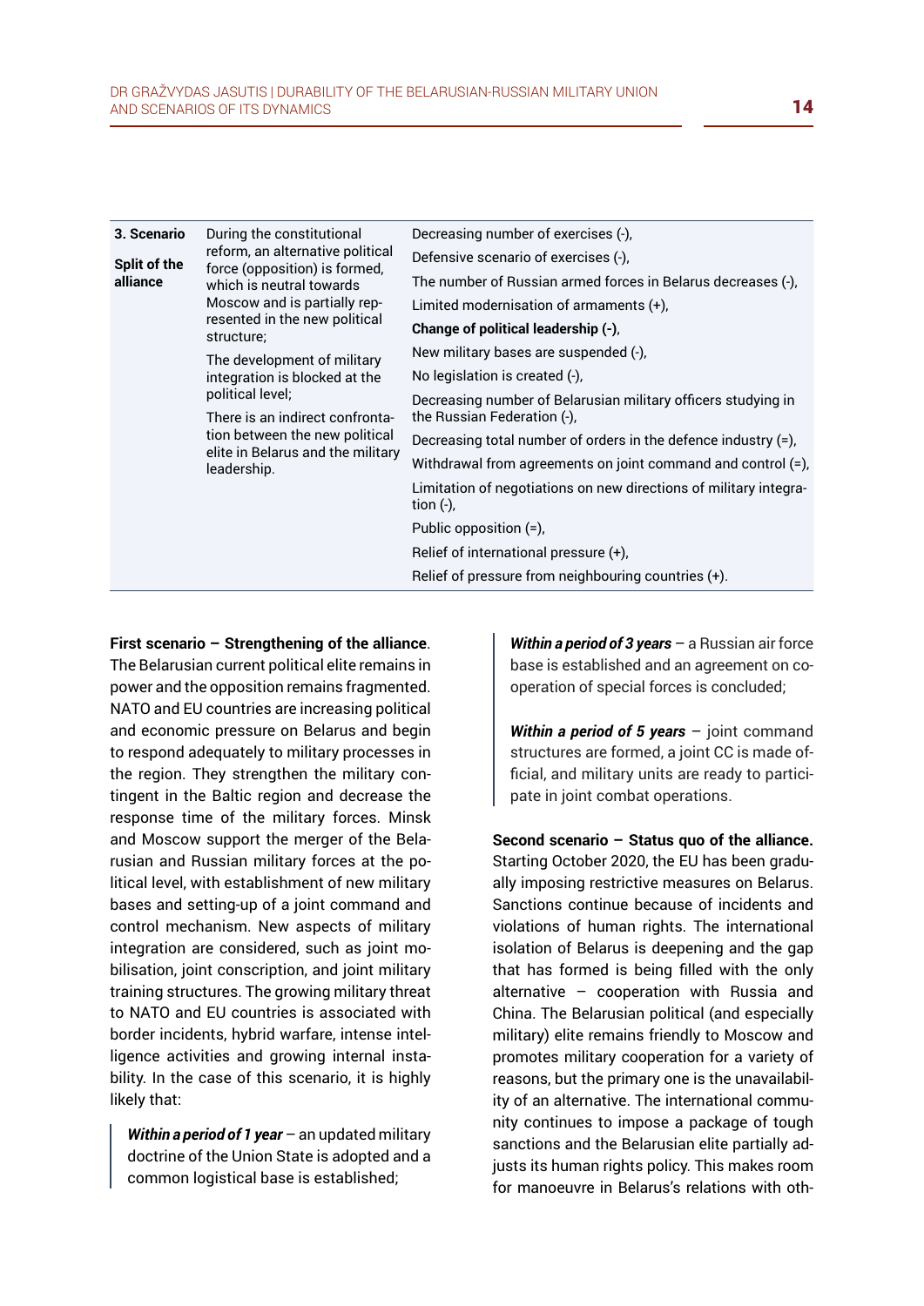| 3. Scenario<br><br>Split of the alliance | During the constitutional reform, an alternative political force (opposition) is formed, which is neutral towards Moscow and is partially represented in the new political structure;<br><br>The development of military integration is blocked at the political level;<br><br>There is an indirect confrontation between the new political elite in Belarus and the military leadership. | Decreasing number of exercises (-),<br>Defensive scenario of exercises (-),<br>The number of Russian armed forces in Belarus decreases (-),<br>Limited modernisation of armaments (+),<br>**Change of political leadership (-)**,<br>New military bases are suspended (-),<br>No legislation is created (-),<br>Decreasing number of Belarusian military officers studying in the Russian Federation (-),<br>Decreasing total number of orders in the defence industry (=),<br>Withdrawal from agreements on joint command and control (=),<br>Limitation of negotiations on new directions of military integration (-),<br>Public opposition (=),<br>Relief of international pressure (+),<br>Relief of pressure from neighbouring countries (+). |
|---|---|---|

**First scenario – Strengthening of the alliance**. The Belarusian current political elite remains in power and the opposition remains fragmented. NATO and EU countries are increasing political and economic pressure on Belarus and begin to respond adequately to military processes in the region. They strengthen the military contingent in the Baltic region and decrease the response time of the military forces. Minsk and Moscow support the merger of the Belarusian and Russian military forces at the political level, with establishment of new military bases and setting-up of a joint command and control mechanism. New aspects of military integration are considered, such as joint mobilisation, joint conscription, and joint military training structures. The growing military threat to NATO and EU countries is associated with border incidents, hybrid warfare, intense intelligence activities and growing internal instability. In the case of this scenario, it is highly likely that:

> ***Within a period of 1 year*** – an updated military doctrine of the Union State is adopted and a common logistical base is established;
>
> ***Within a period of 3 years*** – a Russian air force base is established and an agreement on cooperation of special forces is concluded;
>
> ***Within a period of 5 years*** – joint command structures are formed, a joint CC is made official, and military units are ready to participate in joint combat operations.

**Second scenario – Status quo of the alliance.** Starting October 2020, the EU has been gradually imposing restrictive measures on Belarus. Sanctions continue because of incidents and violations of human rights. The international isolation of Belarus is deepening and the gap that has formed is being filled with the only alternative – cooperation with Russia and China. The Belarusian political (and especially military) elite remains friendly to Moscow and promotes military cooperation for a variety of reasons, but the primary one is the unavailability of an alternative. The international community continues to impose a package of tough sanctions and the Belarusian elite partially adjusts its human rights policy. This makes room for manoeuvre in Belarus's relations with oth-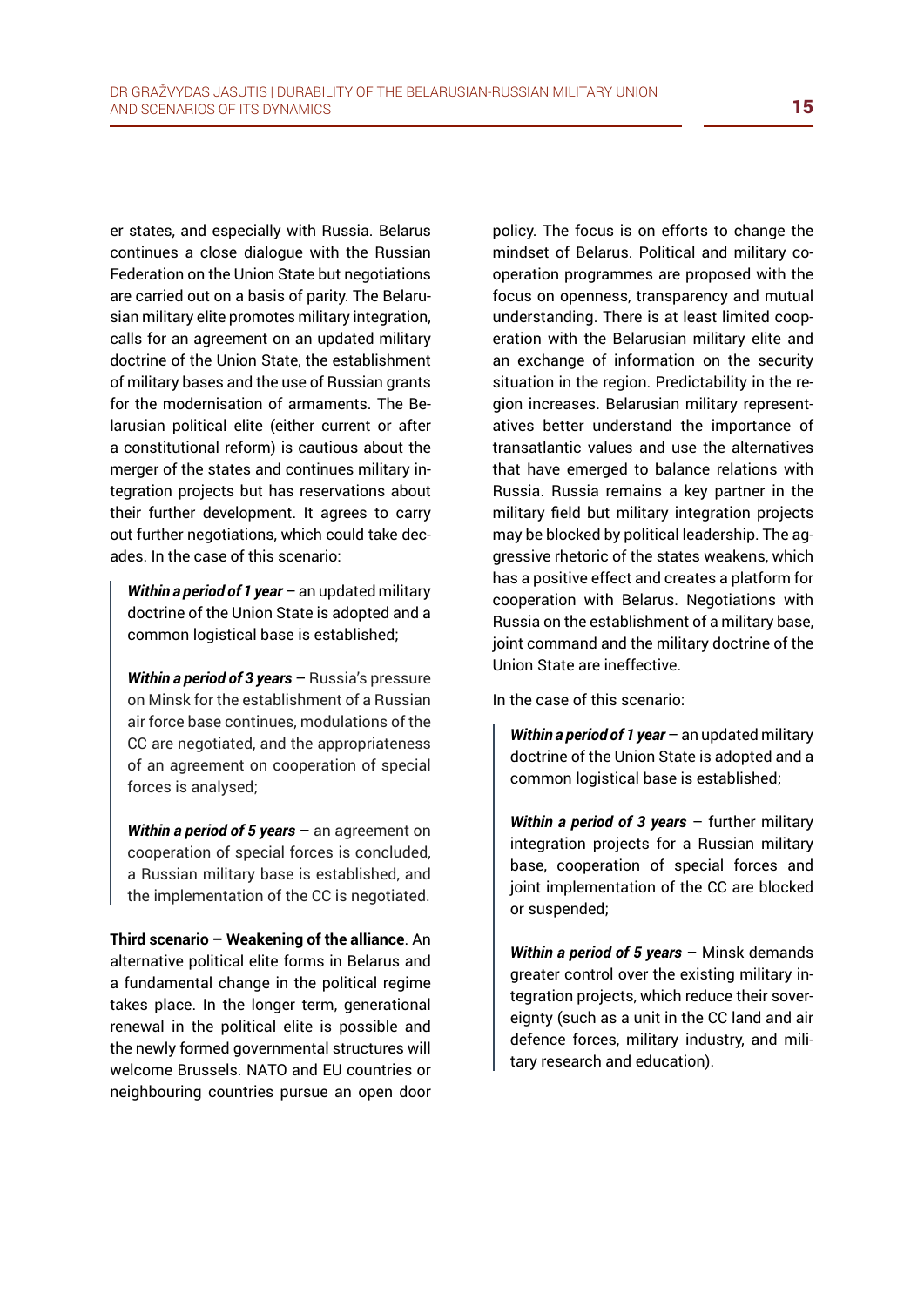er states, and especially with Russia. Belarus continues a close dialogue with the Russian Federation on the Union State but negotiations are carried out on a basis of parity. The Belarusian military elite promotes military integration, calls for an agreement on an updated military doctrine of the Union State, the establishment of military bases and the use of Russian grants for the modernisation of armaments. The Belarusian political elite (either current or after a constitutional reform) is cautious about the merger of the states and continues military integration projects but has reservations about their further development. It agrees to carry out further negotiations, which could take decades. In the case of this scenario:

> ***Within a period of 1 year*** – an updated military doctrine of the Union State is adopted and a common logistical base is established;
>
> ***Within a period of 3 years*** – Russia's pressure on Minsk for the establishment of a Russian air force base continues, modulations of the CC are negotiated, and the appropriateness of an agreement on cooperation of special forces is analysed;
>
> ***Within a period of 5 years*** – an agreement on cooperation of special forces is concluded, a Russian military base is established, and the implementation of the CC is negotiated.

**Third scenario – Weakening of the alliance**. An alternative political elite forms in Belarus and a fundamental change in the political regime takes place. In the longer term, generational renewal in the political elite is possible and the newly formed governmental structures will welcome Brussels. NATO and EU countries or neighbouring countries pursue an open door policy. The focus is on efforts to change the mindset of Belarus. Political and military cooperation programmes are proposed with the focus on openness, transparency and mutual understanding. There is at least limited cooperation with the Belarusian military elite and an exchange of information on the security situation in the region. Predictability in the region increases. Belarusian military representatives better understand the importance of transatlantic values and use the alternatives that have emerged to balance relations with Russia. Russia remains a key partner in the military field but military integration projects may be blocked by political leadership. The aggressive rhetoric of the states weakens, which has a positive effect and creates a platform for cooperation with Belarus. Negotiations with Russia on the establishment of a military base, joint command and the military doctrine of the Union State are ineffective.

In the case of this scenario:

> ***Within a period of 1 year*** – an updated military doctrine of the Union State is adopted and a common logistical base is established;
>
> ***Within a period of 3 years*** – further military integration projects for a Russian military base, cooperation of special forces and joint implementation of the CC are blocked or suspended;
>
> ***Within a period of 5 years*** – Minsk demands greater control over the existing military integration projects, which reduce their sovereignty (such as a unit in the CC land and air defence forces, military industry, and military research and education).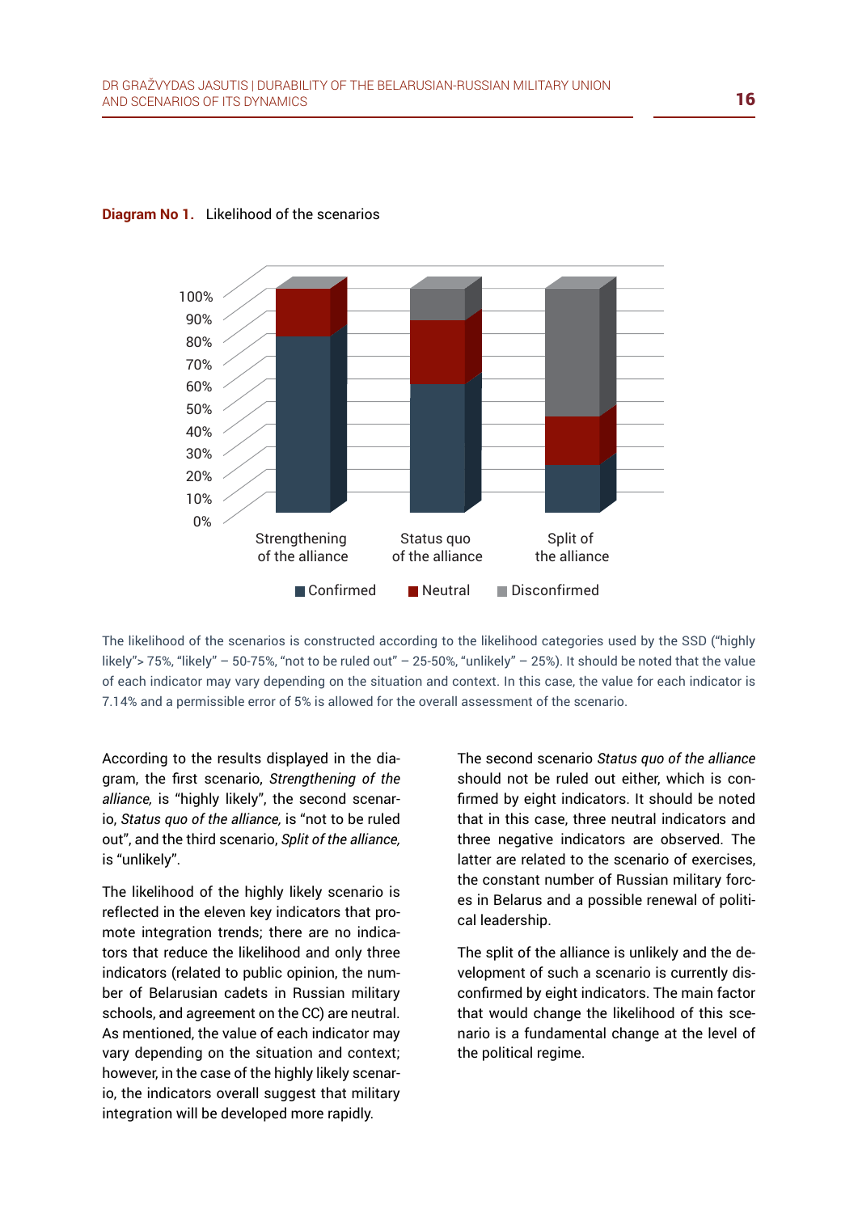**Diagram No 1.** Likelihood of the scenarios

The likelihood of the scenarios is constructed according to the likelihood categories used by the SSD ("highly likely"> 75%, "likely" – 50-75%, "not to be ruled out" – 25-50%, "unlikely" – 25%). It should be noted that the value of each indicator may vary depending on the situation and context. In this case, the value for each indicator is 7.14% and a permissible error of 5% is allowed for the overall assessment of the scenario.

According to the results displayed in the diagram, the first scenario, *Strengthening of the alliance,* is "highly likely", the second scenario, *Status quo of the alliance,* is "not to be ruled out", and the third scenario, *Split of the alliance,* is "unlikely".

The likelihood of the highly likely scenario is reflected in the eleven key indicators that promote integration trends; there are no indicators that reduce the likelihood and only three indicators (related to public opinion, the number of Belarusian cadets in Russian military schools, and agreement on the CC) are neutral. As mentioned, the value of each indicator may vary depending on the situation and context; however, in the case of the highly likely scenario, the indicators overall suggest that military integration will be developed more rapidly.

The second scenario *Status quo of the alliance* should not be ruled out either, which is confirmed by eight indicators. It should be noted that in this case, three neutral indicators and three negative indicators are observed. The latter are related to the scenario of exercises, the constant number of Russian military forces in Belarus and a possible renewal of political leadership.

The split of the alliance is unlikely and the development of such a scenario is currently disconfirmed by eight indicators. The main factor that would change the likelihood of this scenario is a fundamental change at the level of the political regime.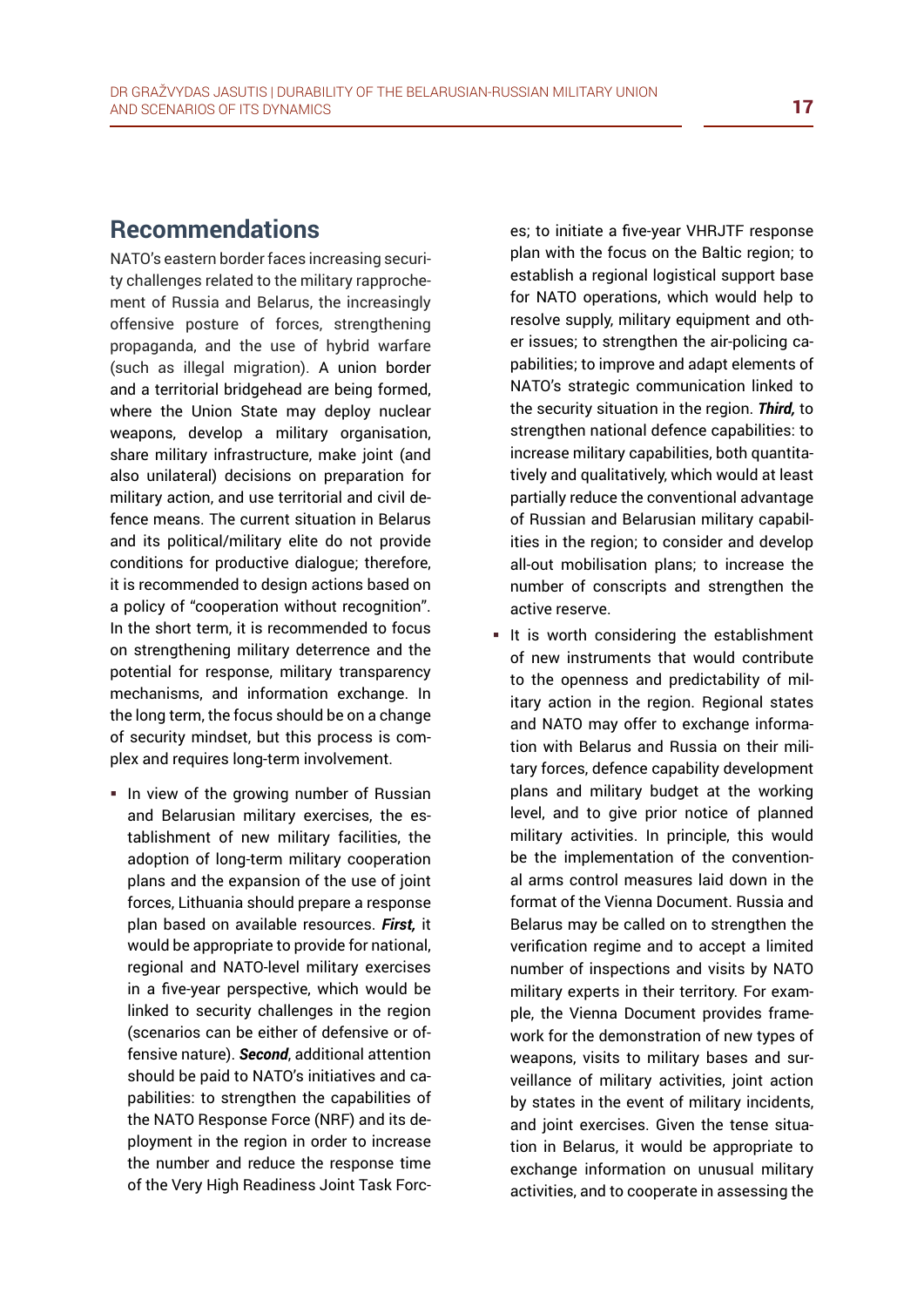## Recommendations

NATO's eastern border faces increasing security challenges related to the military rapprochement of Russia and Belarus, the increasingly offensive posture of forces, strengthening propaganda, and the use of hybrid warfare (such as illegal migration). A union border and a territorial bridgehead are being formed, where the Union State may deploy nuclear weapons, develop a military organisation, share military infrastructure, make joint (and also unilateral) decisions on preparation for military action, and use territorial and civil defence means. The current situation in Belarus and its political/military elite do not provide conditions for productive dialogue; therefore, it is recommended to design actions based on a policy of "cooperation without recognition". In the short term, it is recommended to focus on strengthening military deterrence and the potential for response, military transparency mechanisms, and information exchange. In the long term, the focus should be on a change of security mindset, but this process is complex and requires long-term involvement.

- In view of the growing number of Russian and Belarusian military exercises, the establishment of new military facilities, the adoption of long-term military cooperation plans and the expansion of the use of joint forces, Lithuania should prepare a response plan based on available resources. ***First,*** it would be appropriate to provide for national, regional and NATO-level military exercises in a five-year perspective, which would be linked to security challenges in the region (scenarios can be either of defensive or offensive nature). ***Second***, additional attention should be paid to NATO's initiatives and capabilities: to strengthen the capabilities of the NATO Response Force (NRF) and its deployment in the region in order to increase the number and reduce the response time of the Very High Readiness Joint Task Forces; to initiate a five-year VHRJTF response plan with the focus on the Baltic region; to establish a regional logistical support base for NATO operations, which would help to resolve supply, military equipment and other issues; to strengthen the air-policing capabilities; to improve and adapt elements of NATO's strategic communication linked to the security situation in the region. ***Third,*** to strengthen national defence capabilities: to increase military capabilities, both quantitatively and qualitatively, which would at least partially reduce the conventional advantage of Russian and Belarusian military capabilities in the region; to consider and develop all-out mobilisation plans; to increase the number of conscripts and strengthen the active reserve.
- It is worth considering the establishment of new instruments that would contribute to the openness and predictability of military action in the region. Regional states and NATO may offer to exchange information with Belarus and Russia on their military forces, defence capability development plans and military budget at the working level, and to give prior notice of planned military activities. In principle, this would be the implementation of the conventional arms control measures laid down in the format of the Vienna Document. Russia and Belarus may be called on to strengthen the verification regime and to accept a limited number of inspections and visits by NATO military experts in their territory. For example, the Vienna Document provides framework for the demonstration of new types of weapons, visits to military bases and surveillance of military activities, joint action by states in the event of military incidents, and joint exercises. Given the tense situation in Belarus, it would be appropriate to exchange information on unusual military activities, and to cooperate in assessing the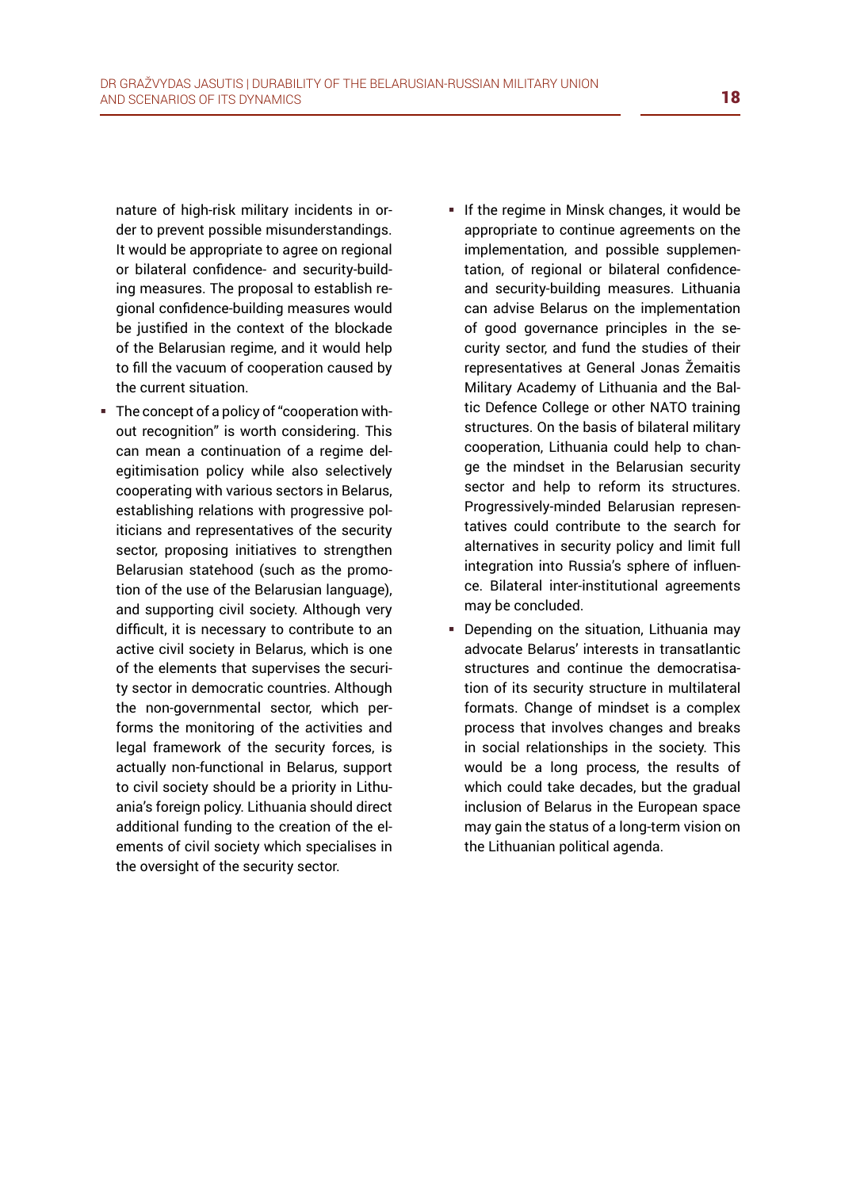nature of high-risk military incidents in order to prevent possible misunderstandings. It would be appropriate to agree on regional or bilateral confidence- and security-building measures. The proposal to establish regional confidence-building measures would be justified in the context of the blockade of the Belarusian regime, and it would help to fill the vacuum of cooperation caused by the current situation.

- The concept of a policy of "cooperation without recognition" is worth considering. This can mean a continuation of a regime delegitimisation policy while also selectively cooperating with various sectors in Belarus, establishing relations with progressive politicians and representatives of the security sector, proposing initiatives to strengthen Belarusian statehood (such as the promotion of the use of the Belarusian language), and supporting civil society. Although very difficult, it is necessary to contribute to an active civil society in Belarus, which is one of the elements that supervises the security sector in democratic countries. Although the non-governmental sector, which performs the monitoring of the activities and legal framework of the security forces, is actually non-functional in Belarus, support to civil society should be a priority in Lithuania's foreign policy. Lithuania should direct additional funding to the creation of the elements of civil society which specialises in the oversight of the security sector.
- If the regime in Minsk changes, it would be appropriate to continue agreements on the implementation, and possible supplementation, of regional or bilateral confidence- and security-building measures. Lithuania can advise Belarus on the implementation of good governance principles in the security sector, and fund the studies of their representatives at General Jonas Žemaitis Military Academy of Lithuania and the Baltic Defence College or other NATO training structures. On the basis of bilateral military cooperation, Lithuania could help to change the mindset in the Belarusian security sector and help to reform its structures. Progressively-minded Belarusian representatives could contribute to the search for alternatives in security policy and limit full integration into Russia's sphere of influence. Bilateral inter-institutional agreements may be concluded.
- Depending on the situation, Lithuania may advocate Belarus' interests in transatlantic structures and continue the democratisation of its security structure in multilateral formats. Change of mindset is a complex process that involves changes and breaks in social relationships in the society. This would be a long process, the results of which could take decades, but the gradual inclusion of Belarus in the European space may gain the status of a long-term vision on the Lithuanian political agenda.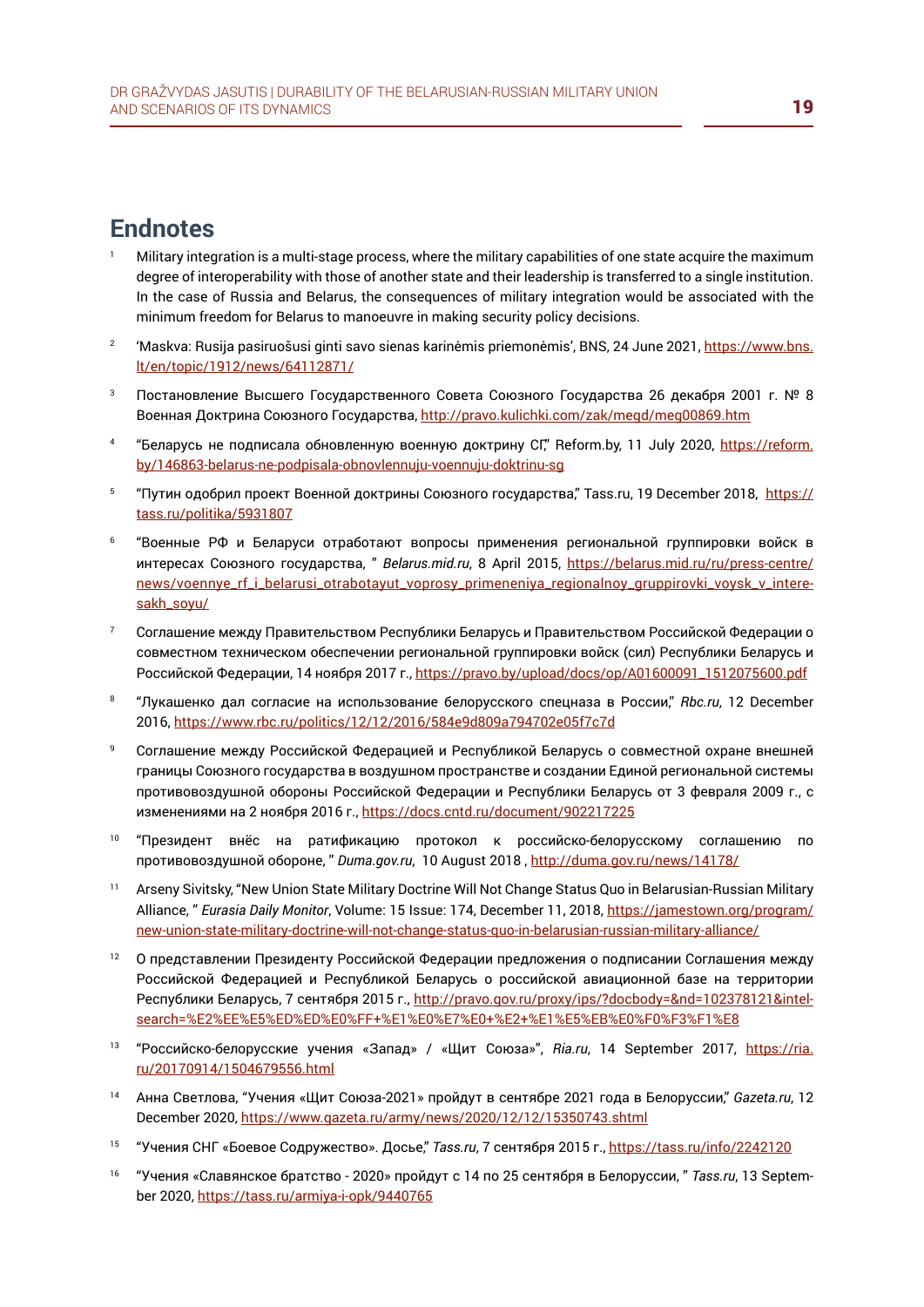## Endnotes

1. Military integration is a multi-stage process, where the military capabilities of one state acquire the maximum degree of interoperability with those of another state and their leadership is transferred to a single institution. In the case of Russia and Belarus, the consequences of military integration would be associated with the minimum freedom for Belarus to manoeuvre in making security policy decisions.

2. 'Maskva: Rusija pasiruošusi ginti savo sienas karinėmis priemonėmis', BNS, 24 June 2021, https://www.bns.lt/en/topic/1912/news/64112871/

3. Постановление Высшего Государственного Совета Союзного Государства 26 декабря 2001 г. № 8 Военная Доктрина Союзного Государства, http://pravo.kulichki.com/zak/megd/meg00869.htm

4. "Беларусь не подписала обновленную военную доктрину СГ," Reform.by, 11 July 2020, https://reform.by/146863-belarus-ne-podpisala-obnovlennuju-voennuju-doktrinu-sg

5. "Путин одобрил проект Военной доктрины Союзного государства," Tass.ru, 19 December 2018, https://tass.ru/politika/5931807

6. "Военные РФ и Беларуси отработают вопросы применения региональной группировки войск в интересах Союзного государства, " *Belarus.mid.ru*, 8 April 2015, https://belarus.mid.ru/ru/press-centre/news/voennye_rf_i_belarusi_otrabotayut_voprosy_primeneniya_regionalnoy_gruppirovki_voysk_v_interesakh_soyu/

7. Соглашение между Правительством Республики Беларусь и Правительством Российской Федерации о совместном техническом обеспечении региональной группировки войск (сил) Республики Беларусь и Российской Федерации, 14 ноября 2017 г., https://pravo.by/upload/docs/op/A01600091_1512075600.pdf

8. "Лукашенко дал согласие на использование белорусского спецназа в России," *Rbc.ru*, 12 December 2016, https://www.rbc.ru/politics/12/12/2016/584e9d809a794702e05f7c7d

9. Соглашение между Российской Федерацией и Республикой Беларусь о совместной охране внешней границы Союзного государства в воздушном пространстве и создании Единой региональной системы противовоздушной обороны Российской Федерации и Республики Беларусь от 3 февраля 2009 г., с изменениями на 2 ноября 2016 г., https://docs.cntd.ru/document/902217225

10. "Президент внёс на ратификацию протокол к российско-белорусскому соглашению по противовоздушной обороне, " *Duma.gov.ru*, 10 August 2018 , http://duma.gov.ru/news/14178/

11. Arseny Sivitsky, "New Union State Military Doctrine Will Not Change Status Quo in Belarusian-Russian Military Alliance, " *Eurasia Daily Monitor*, Volume: 15 Issue: 174, December 11, 2018, https://jamestown.org/program/new-union-state-military-doctrine-will-not-change-status-quo-in-belarusian-russian-military-alliance/

12. О представлении Президенту Российской Федерации предложения о подписании Соглашения между Российской Федерацией и Республикой Беларусь о российской авиационной базе на территории Республики Беларусь, 7 сентября 2015 г., http://pravo.gov.ru/proxy/ips/?docbody=&nd=102378121&intelsearch=%E2%EE%E5%ED%ED%E0%FF+%E1%E0%E7%E0+%E2+%E1%E5%EB%E0%F0%F3%F1%E8

13. "Российско-белорусские учения «Запад» / «Щит Союза»", *Ria.ru*, 14 September 2017, https://ria.ru/20170914/1504679556.html

14. Анна Светлова, "Учения «Щит Союза-2021» пройдут в сентябре 2021 года в Белоруссии," *Gazeta.ru*, 12 December 2020, https://www.gazeta.ru/army/news/2020/12/12/15350743.shtml

15. "Учения СНГ «Боевое Содружество». Досье," *Tass.ru*, 7 сентября 2015 г., https://tass.ru/info/2242120

16. "Учения «Славянское братство - 2020» пройдут с 14 по 25 сентября в Белоруссии, " *Tass.ru*, 13 September 2020, https://tass.ru/armiya-i-opk/9440765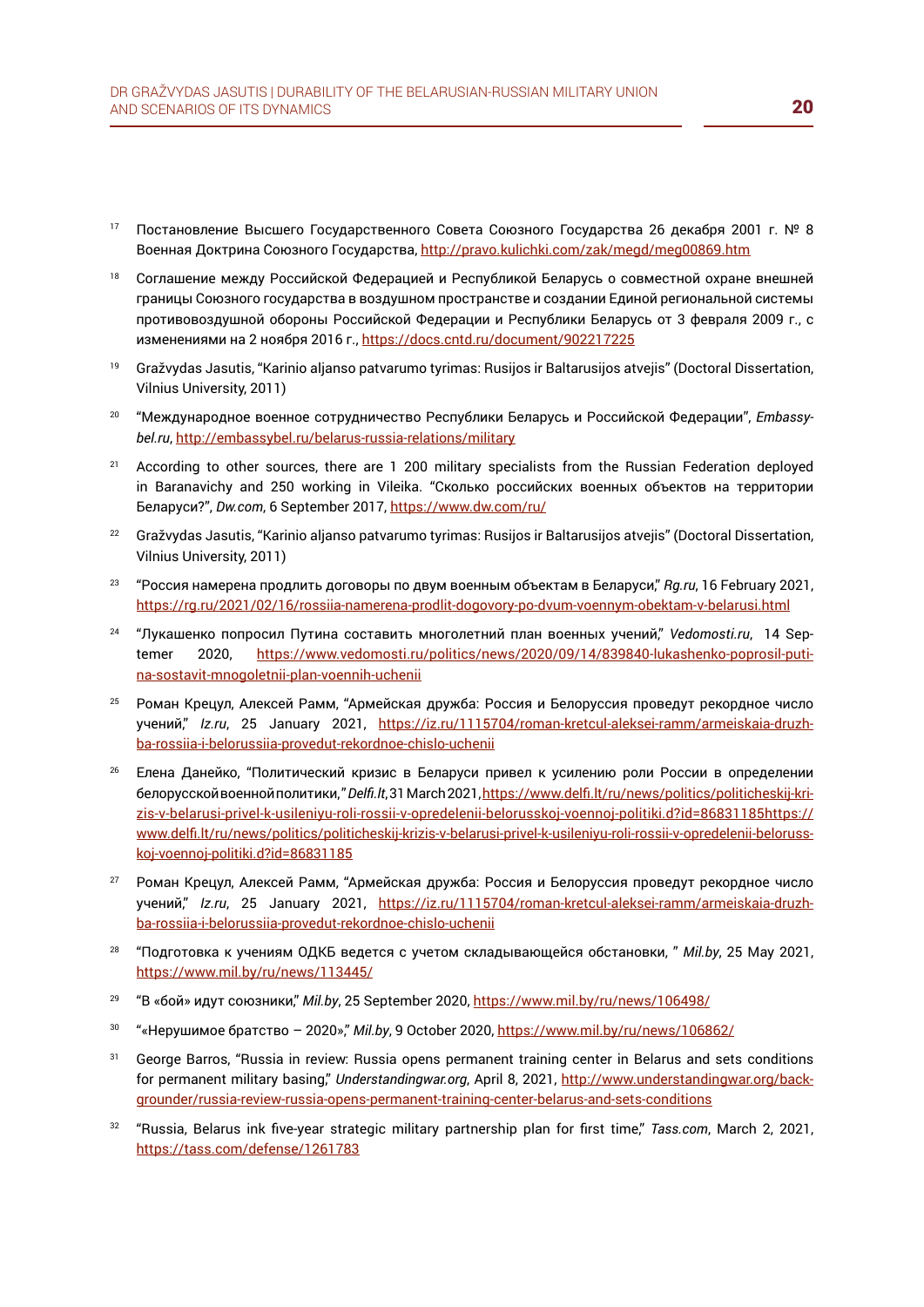17 Постановление Высшего Государственного Совета Союзного Государства 26 декабря 2001 г. № 8 Военная Доктрина Союзного Государства, http://pravo.kulichki.com/zak/megd/meg00869.htm

18 Соглашение между Российской Федерацией и Республикой Беларусь о совместной охране внешней границы Союзного государства в воздушном пространстве и создании Единой региональной системы противовоздушной обороны Российской Федерации и Республики Беларусь от 3 февраля 2009 г., с изменениями на 2 ноября 2016 г., https://docs.cntd.ru/document/902217225

19 Gražvydas Jasutis, "Karinio aljanso patvarumo tyrimas: Rusijos ir Baltarusijos atvejis" (Doctoral Dissertation, Vilnius University, 2011)

20 "Международное военное сотрудничество Республики Беларусь и Российской Федерации", *Embassybel.ru*, http://embassybel.ru/belarus-russia-relations/military

21 According to other sources, there are 1 200 military specialists from the Russian Federation deployed in Baranavichy and 250 working in Vileika. "Сколько российских военных объектов на территории Беларуси?", *Dw.com*, 6 September 2017, https://www.dw.com/ru/

22 Gražvydas Jasutis, "Karinio aljanso patvarumo tyrimas: Rusijos ir Baltarusijos atvejis" (Doctoral Dissertation, Vilnius University, 2011)

23 "Россия намерена продлить договоры по двум военным объектам в Беларуси," *Rg.ru*, 16 February 2021, https://rg.ru/2021/02/16/rossiia-namerena-prodlit-dogovory-po-dvum-voennym-obektam-v-belarusi.html

24 "Лукашенко попросил Путина составить многолетний план военных учений," *Vedomosti.ru*, 14 Septemer 2020, https://www.vedomosti.ru/politics/news/2020/09/14/839840-lukashenko-poprosil-putina-sostavit-mnogoletnii-plan-voennih-uchenii

25 Роман Крецул, Алексей Рамм, "Армейская дружба: Россия и Белоруссия проведут рекордное число учений," *Iz.ru*, 25 January 2021, https://iz.ru/1115704/roman-kretcul-aleksei-ramm/armeiskaia-druzhba-rossiia-i-belorussiia-provedut-rekordnoe-chislo-uchenii

26 Елена Данейко, "Политический кризис в Беларуси привел к усилению роли России в определении белорусской военной политики," *Delfi.lt*, 31 March 2021, https://www.delfi.lt/ru/news/politics/politicheskij-krizis-v-belarusi-privel-k-usileniyu-roli-rossii-v-opredelenii-belorusskoj-voennoj-politiki.d?id=86831185https://www.delfi.lt/ru/news/politics/politicheskij-krizis-v-belarusi-privel-k-usileniyu-roli-rossii-v-opredelenii-belorusskoj-voennoj-politiki.d?id=86831185

27 Роман Крецул, Алексей Рамм, "Армейская дружба: Россия и Белоруссия проведут рекордное число учений," *Iz.ru*, 25 January 2021, https://iz.ru/1115704/roman-kretcul-aleksei-ramm/armeiskaia-druzhba-rossiia-i-belorussiia-provedut-rekordnoe-chislo-uchenii

28 "Подготовка к учениям ОДКБ ведется с учетом складывающейся обстановки, " *Mil.by*, 25 May 2021, https://www.mil.by/ru/news/113445/

29 "В «бой» идут союзники," *Mil.by*, 25 September 2020, https://www.mil.by/ru/news/106498/

30 "«Нерушимое братство – 2020»," *Mil.by*, 9 October 2020, https://www.mil.by/ru/news/106862/

31 George Barros, "Russia in review: Russia opens permanent training center in Belarus and sets conditions for permanent military basing," *Understandingwar.org*, April 8, 2021, http://www.understandingwar.org/backgrounder/russia-review-russia-opens-permanent-training-center-belarus-and-sets-conditions

32 "Russia, Belarus ink five-year strategic military partnership plan for first time," *Tass.com*, March 2, 2021, https://tass.com/defense/1261783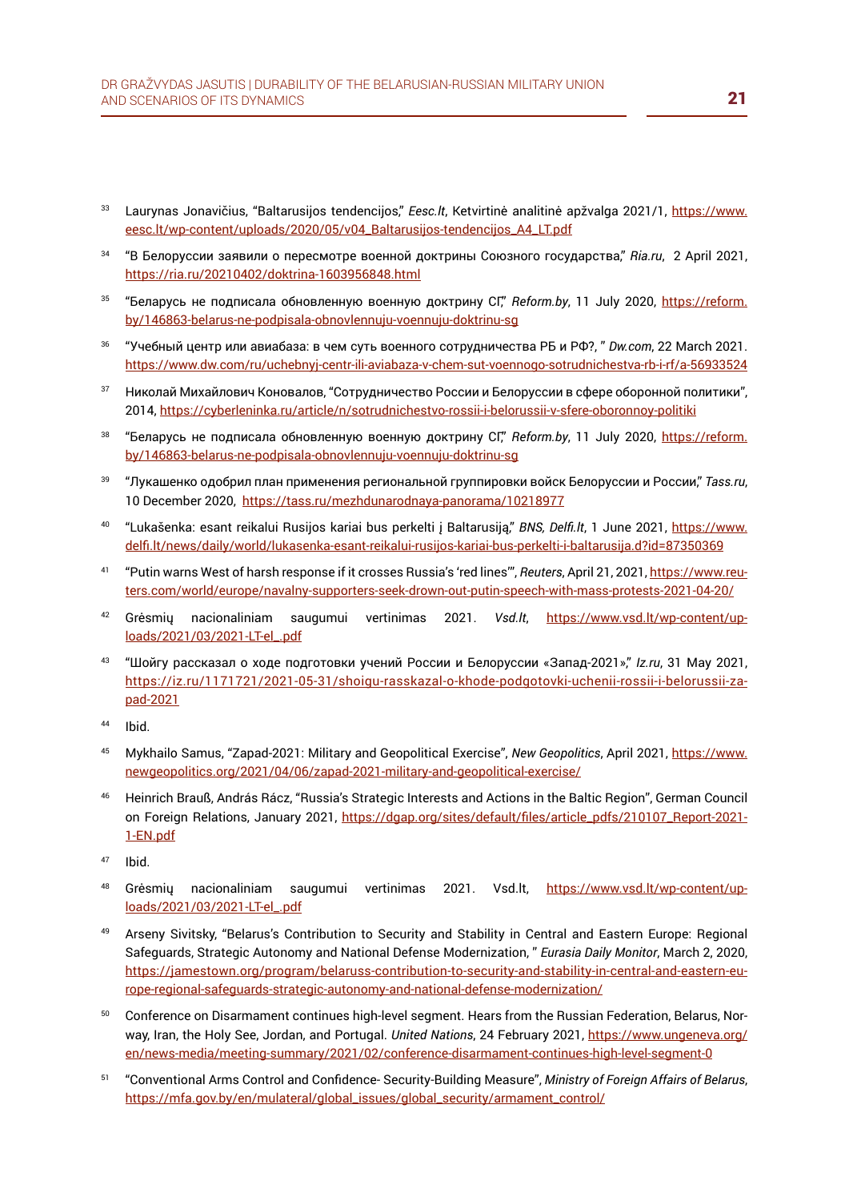33. Laurynas Jonavičius, "Baltarusijos tendencijos," *Eesc.lt*, Ketvirtinė analitinė apžvalga 2021/1, https://www.eesc.lt/wp-content/uploads/2020/05/v04_Baltarusijos-tendencijos_A4_LT.pdf

34. "В Белоруссии заявили о пересмотре военной доктрины Союзного государства," *Ria.ru*, 2 April 2021, https://ria.ru/20210402/doktrina-1603956848.html

35. "Беларусь не подписала обновленную военную доктрину СГ," *Reform.by*, 11 July 2020, https://reform.by/146863-belarus-ne-podpisala-obnovlennuju-voennuju-doktrinu-sg

36. "Учебный центр или авиабаза: в чем суть военного сотрудничества РБ и РФ?, " *Dw.com*, 22 March 2021. https://www.dw.com/ru/uchebnyj-centr-ili-aviabaza-v-chem-sut-voennogo-sotrudnichestva-rb-i-rf/a-56933524

37. Николай Михайлович Коновалов, "Сотрудничество России и Белоруссии в сфере оборонной политики", 2014, https://cyberleninka.ru/article/n/sotrudnichestvo-rossii-i-belorussii-v-sfere-oboronnoy-politiki

38. "Беларусь не подписала обновленную военную доктрину СГ," *Reform.by*, 11 July 2020, https://reform.by/146863-belarus-ne-podpisala-obnovlennuju-voennuju-doktrinu-sg

39. "Лукашенко одобрил план применения региональной группировки войск Белоруссии и России," *Tass.ru*, 10 December 2020, https://tass.ru/mezhdunarodnaya-panorama/10218977

40. "Lukašenka: esant reikalui Rusijos kariai bus perkelti į Baltarusiją," *BNS, Delfi.lt*, 1 June 2021, https://www.delfi.lt/news/daily/world/lukasenka-esant-reikalui-rusijos-kariai-bus-perkelti-i-baltarusija.d?id=87350369

41. "Putin warns West of harsh response if it crosses Russia's 'red lines'", *Reuters*, April 21, 2021, https://www.reuters.com/world/europe/navalny-supporters-seek-drown-out-putin-speech-with-mass-protests-2021-04-20/

42. Grėsmių nacionaliniam saugumui vertinimas 2021. *Vsd.lt*, https://www.vsd.lt/wp-content/uploads/2021/03/2021-LT-el_.pdf

43. "Шойгу рассказал о ходе подготовки учений России и Белоруссии «Запад-2021»," *Iz.ru*, 31 May 2021, https://iz.ru/1171721/2021-05-31/shoigu-rasskazal-o-khode-podgotovki-uchenii-rossii-i-belorussii-zapad-2021

44. Ibid.

45. Mykhailo Samus, "Zapad-2021: Military and Geopolitical Exercise", *New Geopolitics*, April 2021, https://www.newgeopolitics.org/2021/04/06/zapad-2021-military-and-geopolitical-exercise/

46. Heinrich Brauß, András Rácz, "Russia's Strategic Interests and Actions in the Baltic Region", German Council on Foreign Relations, January 2021, https://dgap.org/sites/default/files/article_pdfs/210107_Report-2021-1-EN.pdf

47. Ibid.

48. Grėsmių nacionaliniam saugumui vertinimas 2021. Vsd.lt, https://www.vsd.lt/wp-content/uploads/2021/03/2021-LT-el_.pdf

49. Arseny Sivitsky, "Belarus's Contribution to Security and Stability in Central and Eastern Europe: Regional Safeguards, Strategic Autonomy and National Defense Modernization, " *Eurasia Daily Monitor*, March 2, 2020, https://jamestown.org/program/belaruss-contribution-to-security-and-stability-in-central-and-eastern-europe-regional-safeguards-strategic-autonomy-and-national-defense-modernization/

50. Conference on Disarmament continues high-level segment. Hears from the Russian Federation, Belarus, Norway, Iran, the Holy See, Jordan, and Portugal. *United Nations*, 24 February 2021, https://www.ungeneva.org/en/news-media/meeting-summary/2021/02/conference-disarmament-continues-high-level-segment-0

51. "Conventional Arms Control and Confidence- Security-Building Measure", *Ministry of Foreign Affairs of Belarus*, https://mfa.gov.by/en/mulateral/global_issues/global_security/armament_control/